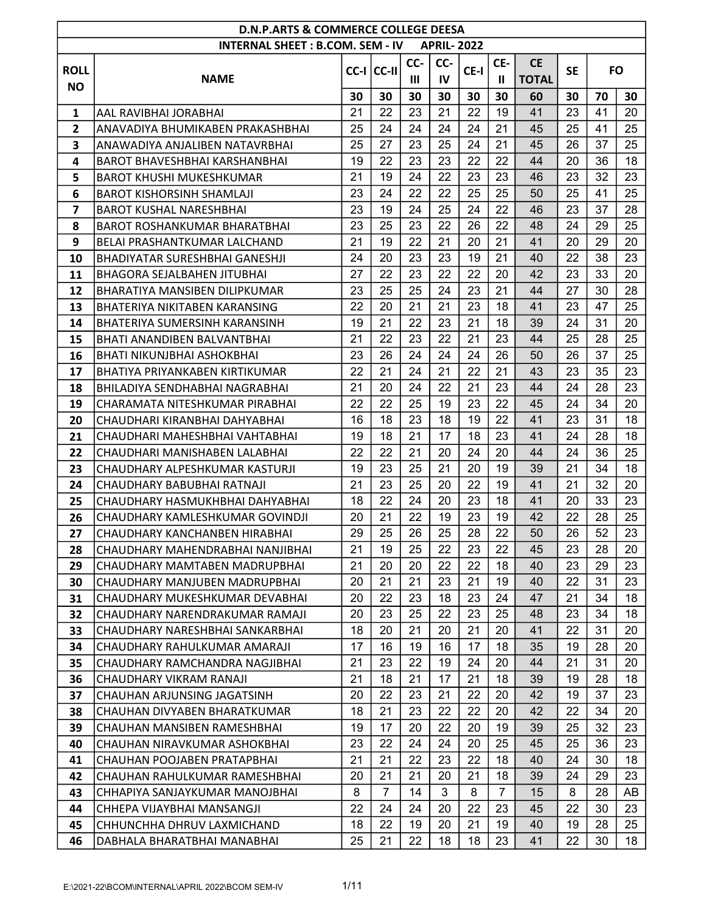# D.N.P.ARTS & COMMERCE COLLEGE DEESA

## INTERNAL SHEET : B.COM. SEM - IV APRIL- 2022

| ROLL NO | NAME | CC-I | CC-II | CC-III | CC-IV | CE-I | CE-II | CE TOTAL | SE | FO | |
|---|---|---|---|---|---|---|---|---|---|---|---|
| | | 30 | 30 | 30 | 30 | 30 | 30 | 60 | 30 | 70 | 30 |
| 1 | AAL RAVIBHAI JORABHAI | 21 | 22 | 23 | 21 | 22 | 19 | 41 | 23 | 41 | 20 |
| 2 | ANAVADIYA BHUMIKABEN PRAKASHBHAI | 25 | 24 | 24 | 24 | 24 | 21 | 45 | 25 | 41 | 25 |
| 3 | ANAWADIYA ANJALIBEN NATAVRBHAI | 25 | 27 | 23 | 25 | 24 | 21 | 45 | 26 | 37 | 25 |
| 4 | BAROT BHAVESHBHAI KARSHANBHAI | 19 | 22 | 23 | 23 | 22 | 22 | 44 | 20 | 36 | 18 |
| 5 | BAROT KHUSHI MUKESHKUMAR | 21 | 19 | 24 | 22 | 23 | 23 | 46 | 23 | 32 | 23 |
| 6 | BAROT KISHORSINH SHAMLAJI | 23 | 24 | 22 | 22 | 25 | 25 | 50 | 25 | 41 | 25 |
| 7 | BAROT KUSHAL NARESHBHAI | 23 | 19 | 24 | 25 | 24 | 22 | 46 | 23 | 37 | 28 |
| 8 | BAROT ROSHANKUMAR BHARATBHAI | 23 | 25 | 23 | 22 | 26 | 22 | 48 | 24 | 29 | 25 |
| 9 | BELAI PRASHANTKUMAR LALCHAND | 21 | 19 | 22 | 21 | 20 | 21 | 41 | 20 | 29 | 20 |
| 10 | BHADIYATAR SURESHBHAI GANESHJI | 24 | 20 | 23 | 23 | 19 | 21 | 40 | 22 | 38 | 23 |
| 11 | BHAGORA SEJALBAHEN JITUBHAI | 27 | 22 | 23 | 22 | 22 | 20 | 42 | 23 | 33 | 20 |
| 12 | BHARATIYA MANSIBEN DILIPKUMAR | 23 | 25 | 25 | 24 | 23 | 21 | 44 | 27 | 30 | 28 |
| 13 | BHATERIYA NIKITABEN KARANSING | 22 | 20 | 21 | 21 | 23 | 18 | 41 | 23 | 47 | 25 |
| 14 | BHATERIYA SUMERSINH KARANSINH | 19 | 21 | 22 | 23 | 21 | 18 | 39 | 24 | 31 | 20 |
| 15 | BHATI ANANDIBEN BALVANTBHAI | 21 | 22 | 23 | 22 | 21 | 23 | 44 | 25 | 28 | 25 |
| 16 | BHATI NIKUNJBHAI ASHOKBHAI | 23 | 26 | 24 | 24 | 24 | 26 | 50 | 26 | 37 | 25 |
| 17 | BHATIYA PRIYANKABEN KIRTIKUMAR | 22 | 21 | 24 | 21 | 22 | 21 | 43 | 23 | 35 | 23 |
| 18 | BHILADIYA SENDHABHAI NAGRABHAI | 21 | 20 | 24 | 22 | 21 | 23 | 44 | 24 | 28 | 23 |
| 19 | CHARAMATA NITESHKUMAR PIRABHAI | 22 | 22 | 25 | 19 | 23 | 22 | 45 | 24 | 34 | 20 |
| 20 | CHAUDHARI KIRANBHAI DAHYABHAI | 16 | 18 | 23 | 18 | 19 | 22 | 41 | 23 | 31 | 18 |
| 21 | CHAUDHARI MAHESHBHAI VAHTABHAI | 19 | 18 | 21 | 17 | 18 | 23 | 41 | 24 | 28 | 18 |
| 22 | CHAUDHARI MANISHABEN LALABHAI | 22 | 22 | 21 | 20 | 24 | 20 | 44 | 24 | 36 | 25 |
| 23 | CHAUDHARY ALPESHKUMAR KASTURJI | 19 | 23 | 25 | 21 | 20 | 19 | 39 | 21 | 34 | 18 |
| 24 | CHAUDHARY BABUBHAI RATNAJI | 21 | 23 | 25 | 20 | 22 | 19 | 41 | 21 | 32 | 20 |
| 25 | CHAUDHARY HASMUKHBHAI DAHYABHAI | 18 | 22 | 24 | 20 | 23 | 18 | 41 | 20 | 33 | 23 |
| 26 | CHAUDHARY KAMLESHKUMAR GOVINDJI | 20 | 21 | 22 | 19 | 23 | 19 | 42 | 22 | 28 | 25 |
| 27 | CHAUDHARY KANCHANBEN HIRABHAI | 29 | 25 | 26 | 25 | 28 | 22 | 50 | 26 | 52 | 23 |
| 28 | CHAUDHARY MAHENDRABHAI NANJIBHAI | 21 | 19 | 25 | 22 | 23 | 22 | 45 | 23 | 28 | 20 |
| 29 | CHAUDHARY MAMTABEN MADRUPBHAI | 21 | 20 | 20 | 22 | 22 | 18 | 40 | 23 | 29 | 23 |
| 30 | CHAUDHARY MANJUBEN MADRUPBHAI | 20 | 21 | 21 | 23 | 21 | 19 | 40 | 22 | 31 | 23 |
| 31 | CHAUDHARY MUKESHKUMAR DEVABHAI | 20 | 22 | 23 | 18 | 23 | 24 | 47 | 21 | 34 | 18 |
| 32 | CHAUDHARY NARENDRAKUMAR RAMAJI | 20 | 23 | 25 | 22 | 23 | 25 | 48 | 23 | 34 | 18 |
| 33 | CHAUDHARY NARESHBHAI SANKARBHAI | 18 | 20 | 21 | 20 | 21 | 20 | 41 | 22 | 31 | 20 |
| 34 | CHAUDHARY RAHULKUMAR AMARAJI | 17 | 16 | 19 | 16 | 17 | 18 | 35 | 19 | 28 | 20 |
| 35 | CHAUDHARY RAMCHANDRA NAGJIBHAI | 21 | 23 | 22 | 19 | 24 | 20 | 44 | 21 | 31 | 20 |
| 36 | CHAUDHARY VIKRAM RANAJI | 21 | 18 | 21 | 17 | 21 | 18 | 39 | 19 | 28 | 18 |
| 37 | CHAUHAN ARJUNSING JAGATSINH | 20 | 22 | 23 | 21 | 22 | 20 | 42 | 19 | 37 | 23 |
| 38 | CHAUHAN DIVYABEN BHARATKUMAR | 18 | 21 | 23 | 22 | 22 | 20 | 42 | 22 | 34 | 20 |
| 39 | CHAUHAN MANSIBEN RAMESHBHAI | 19 | 17 | 20 | 22 | 20 | 19 | 39 | 25 | 32 | 23 |
| 40 | CHAUHAN NIRAVKUMAR ASHOKBHAI | 23 | 22 | 24 | 24 | 20 | 25 | 45 | 25 | 36 | 23 |
| 41 | CHAUHAN POOJABEN PRATAPBHAI | 21 | 21 | 22 | 23 | 22 | 18 | 40 | 24 | 30 | 18 |
| 42 | CHAUHAN RAHULKUMAR RAMESHBHAI | 20 | 21 | 21 | 20 | 21 | 18 | 39 | 24 | 29 | 23 |
| 43 | CHHAPIYA SANJAYKUMAR MANOJBHAI | 8 | 7 | 14 | 3 | 8 | 7 | 15 | 8 | 28 | AB |
| 44 | CHHEPA VIJAYBHAI MANSANGJI | 22 | 24 | 24 | 20 | 22 | 23 | 45 | 22 | 30 | 23 |
| 45 | CHHUNCHHA DHRUV LAXMICHAND | 18 | 22 | 19 | 20 | 21 | 19 | 40 | 19 | 28 | 25 |
| 46 | DABHALA BHARATBHAI MANABHAI | 25 | 21 | 22 | 18 | 18 | 23 | 41 | 22 | 30 | 18 |

E:\2021-22\BCOM\INTERNAL\APRIL 2022\BCOM SEM-IV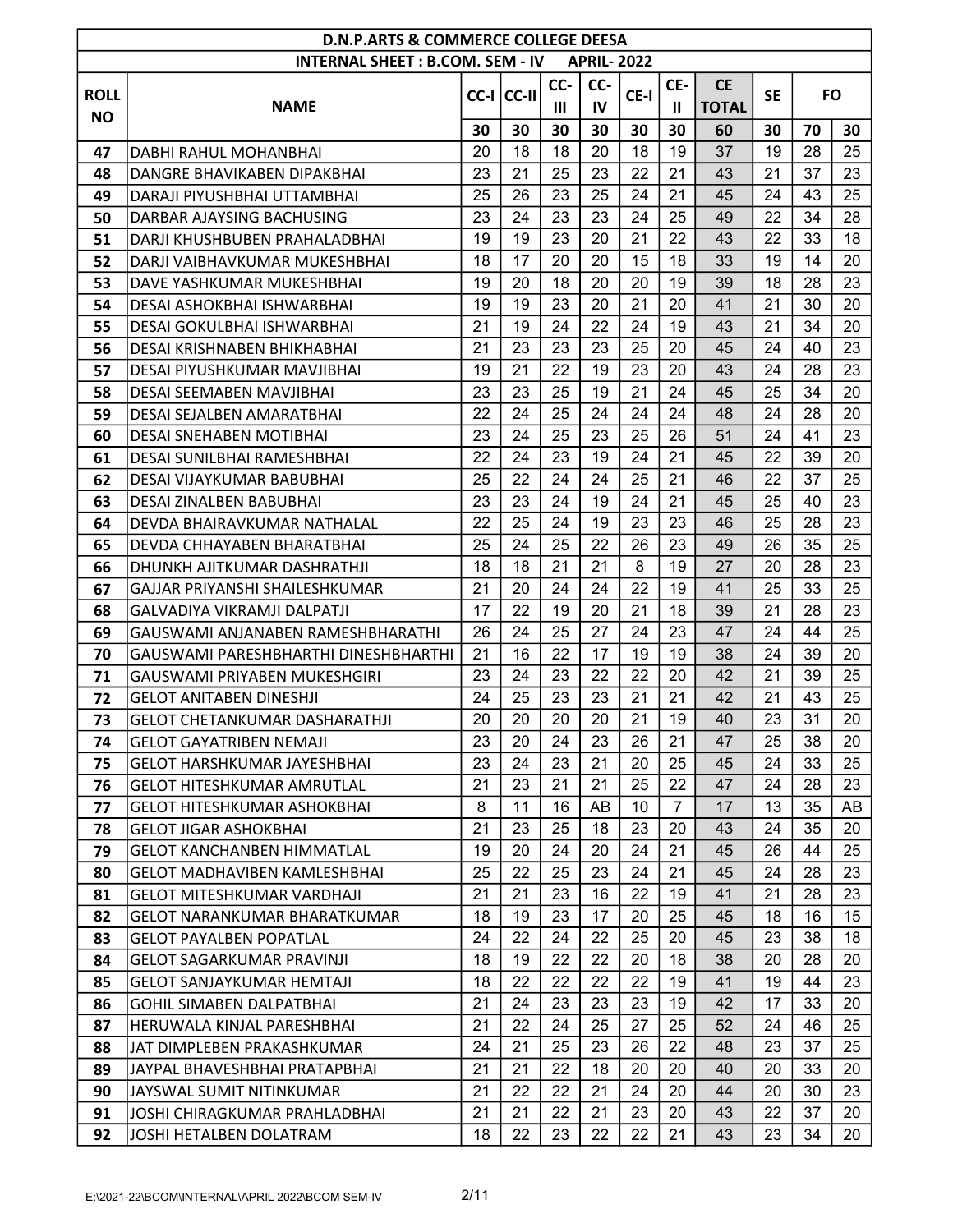| D.N.P.ARTS & COMMERCE COLLEGE DEESA | | | | | | | | | | | |
|---|---|---|---|---|---|---|---|---|---|---|---|
| INTERNAL SHEET : B.COM. SEM - IV APRIL- 2022 | | | | | | | | | | | |
| ROLL NO | NAME | CC-I | CC-II | CC-III | CC-IV | CE-I | CE-II | CE TOTAL | SE | FO | |
| | | 30 | 30 | 30 | 30 | 30 | 30 | 60 | 30 | 70 | 30 |
| 47 | DABHI RAHUL MOHANBHAI | 20 | 18 | 18 | 20 | 18 | 19 | 37 | 19 | 28 | 25 |
| 48 | DANGRE BHAVIKABEN DIPAKBHAI | 23 | 21 | 25 | 23 | 22 | 21 | 43 | 21 | 37 | 23 |
| 49 | DARAJI PIYUSHBHAI UTTAMBHAI | 25 | 26 | 23 | 25 | 24 | 21 | 45 | 24 | 43 | 25 |
| 50 | DARBAR AJAYSING BACHUSING | 23 | 24 | 23 | 23 | 24 | 25 | 49 | 22 | 34 | 28 |
| 51 | DARJI KHUSHBUBEN PRAHALADBHAI | 19 | 19 | 23 | 20 | 21 | 22 | 43 | 22 | 33 | 18 |
| 52 | DARJI VAIBHAVKUMAR MUKESHBHAI | 18 | 17 | 20 | 20 | 15 | 18 | 33 | 19 | 14 | 20 |
| 53 | DAVE YASHKUMAR MUKESHBHAI | 19 | 20 | 18 | 20 | 20 | 19 | 39 | 18 | 28 | 23 |
| 54 | DESAI ASHOKBHAI ISHWARBHAI | 19 | 19 | 23 | 20 | 21 | 20 | 41 | 21 | 30 | 20 |
| 55 | DESAI GOKULBHAI ISHWARBHAI | 21 | 19 | 24 | 22 | 24 | 19 | 43 | 21 | 34 | 20 |
| 56 | DESAI KRISHNABEN BHIKHABHAI | 21 | 23 | 23 | 23 | 25 | 20 | 45 | 24 | 40 | 23 |
| 57 | DESAI PIYUSHKUMAR MAVJIBHAI | 19 | 21 | 22 | 19 | 23 | 20 | 43 | 24 | 28 | 23 |
| 58 | DESAI SEEMABEN MAVJIBHAI | 23 | 23 | 25 | 19 | 21 | 24 | 45 | 25 | 34 | 20 |
| 59 | DESAI SEJALBEN AMARATBHAI | 22 | 24 | 25 | 24 | 24 | 24 | 48 | 24 | 28 | 20 |
| 60 | DESAI SNEHABEN MOTIBHAI | 23 | 24 | 25 | 23 | 25 | 26 | 51 | 24 | 41 | 23 |
| 61 | DESAI SUNILBHAI RAMESHBHAI | 22 | 24 | 23 | 19 | 24 | 21 | 45 | 22 | 39 | 20 |
| 62 | DESAI VIJAYKUMAR BABUBHAI | 25 | 22 | 24 | 24 | 25 | 21 | 46 | 22 | 37 | 25 |
| 63 | DESAI ZINALBEN BABUBHAI | 23 | 23 | 24 | 19 | 24 | 21 | 45 | 25 | 40 | 23 |
| 64 | DEVDA BHAIRAVKUMAR NATHALAL | 22 | 25 | 24 | 19 | 23 | 23 | 46 | 25 | 28 | 23 |
| 65 | DEVDA CHHAYABEN BHARATBHAI | 25 | 24 | 25 | 22 | 26 | 23 | 49 | 26 | 35 | 25 |
| 66 | DHUNKH AJITKUMAR DASHRATHJI | 18 | 18 | 21 | 21 | 8 | 19 | 27 | 20 | 28 | 23 |
| 67 | GAJJAR PRIYANSHI SHAILESHKUMAR | 21 | 20 | 24 | 24 | 22 | 19 | 41 | 25 | 33 | 25 |
| 68 | GALVADIYA VIKRAMJI DALPATJI | 17 | 22 | 19 | 20 | 21 | 18 | 39 | 21 | 28 | 23 |
| 69 | GAUSWAMI ANJANABEN RAMESHBHARATHI | 26 | 24 | 25 | 27 | 24 | 23 | 47 | 24 | 44 | 25 |
| 70 | GAUSWAMI PARESHBHARTHI DINESHBHARTHI | 21 | 16 | 22 | 17 | 19 | 19 | 38 | 24 | 39 | 20 |
| 71 | GAUSWAMI PRIYABEN MUKESHGIRI | 23 | 24 | 23 | 22 | 22 | 20 | 42 | 21 | 39 | 25 |
| 72 | GELOT ANITABEN DINESHJI | 24 | 25 | 23 | 23 | 21 | 21 | 42 | 21 | 43 | 25 |
| 73 | GELOT CHETANKUMAR DASHARATHJI | 20 | 20 | 20 | 20 | 21 | 19 | 40 | 23 | 31 | 20 |
| 74 | GELOT GAYATRIBEN NEMAJI | 23 | 20 | 24 | 23 | 26 | 21 | 47 | 25 | 38 | 20 |
| 75 | GELOT HARSHKUMAR JAYESHBHAI | 23 | 24 | 23 | 21 | 20 | 25 | 45 | 24 | 33 | 25 |
| 76 | GELOT HITESHKUMAR AMRUTLAL | 21 | 23 | 21 | 21 | 25 | 22 | 47 | 24 | 28 | 23 |
| 77 | GELOT HITESHKUMAR ASHOKBHAI | 8 | 11 | 16 | AB | 10 | 7 | 17 | 13 | 35 | AB |
| 78 | GELOT JIGAR ASHOKBHAI | 21 | 23 | 25 | 18 | 23 | 20 | 43 | 24 | 35 | 20 |
| 79 | GELOT KANCHANBEN HIMMATLAL | 19 | 20 | 24 | 20 | 24 | 21 | 45 | 26 | 44 | 25 |
| 80 | GELOT MADHAVIBEN KAMLESHBHAI | 25 | 22 | 25 | 23 | 24 | 21 | 45 | 24 | 28 | 23 |
| 81 | GELOT MITESHKUMAR VARDHAJI | 21 | 21 | 23 | 16 | 22 | 19 | 41 | 21 | 28 | 23 |
| 82 | GELOT NARANKUMAR BHARATKUMAR | 18 | 19 | 23 | 17 | 20 | 25 | 45 | 18 | 16 | 15 |
| 83 | GELOT PAYALBEN POPATLAL | 24 | 22 | 24 | 22 | 25 | 20 | 45 | 23 | 38 | 18 |
| 84 | GELOT SAGARKUMAR PRAVINJI | 18 | 19 | 22 | 22 | 20 | 18 | 38 | 20 | 28 | 20 |
| 85 | GELOT SANJAYKUMAR HEMTAJI | 18 | 22 | 22 | 22 | 22 | 19 | 41 | 19 | 44 | 23 |
| 86 | GOHIL SIMABEN DALPATBHAI | 21 | 24 | 23 | 23 | 23 | 19 | 42 | 17 | 33 | 20 |
| 87 | HERUWALA KINJAL PARESHBHAI | 21 | 22 | 24 | 25 | 27 | 25 | 52 | 24 | 46 | 25 |
| 88 | JAT DIMPLEBEN PRAKASHKUMAR | 24 | 21 | 25 | 23 | 26 | 22 | 48 | 23 | 37 | 25 |
| 89 | JAYPAL BHAVESHBHAI PRATAPBHAI | 21 | 21 | 22 | 18 | 20 | 20 | 40 | 20 | 33 | 20 |
| 90 | JAYSWAL SUMIT NITINKUMAR | 21 | 22 | 22 | 21 | 24 | 20 | 44 | 20 | 30 | 23 |
| 91 | JOSHI CHIRAGKUMAR PRAHLADBHAI | 21 | 21 | 22 | 21 | 23 | 20 | 43 | 22 | 37 | 20 |
| 92 | JOSHI HETALBEN DOLATRAM | 18 | 22 | 23 | 22 | 22 | 21 | 43 | 23 | 34 | 20 |

E:\2021-22\BCOM\INTERNAL\APRIL 2022\BCOM SEM-IV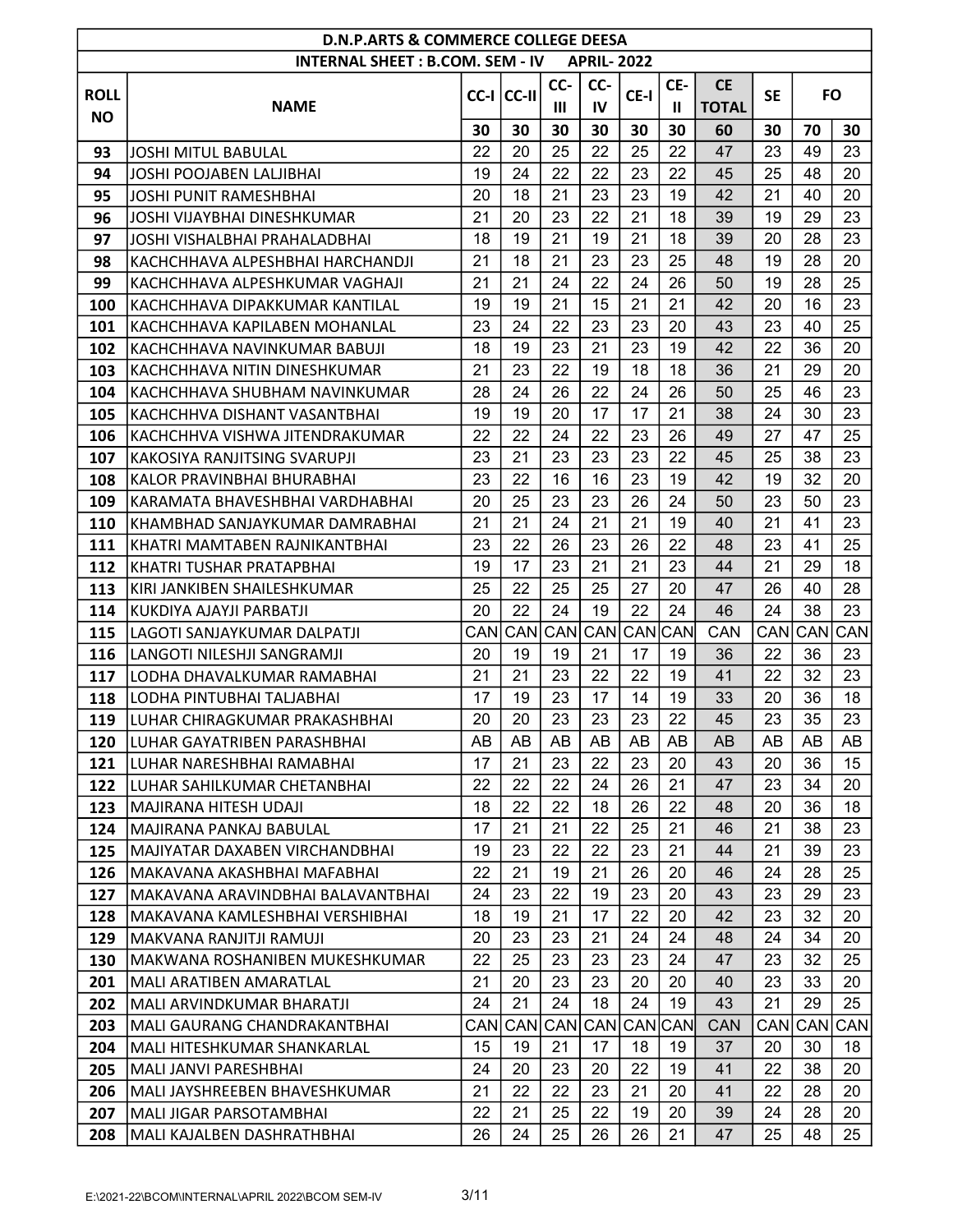| D.N.P.ARTS & COMMERCE COLLEGE DEESA | | | | | | | | | | | |
|---|---|---|---|---|---|---|---|---|---|---|---|
| INTERNAL SHEET : B.COM. SEM - IV APRIL- 2022 | | | | | | | | | | | |
| ROLL NO | NAME | CC-I | CC-II | CC-III | CC-IV | CE-I | CE-II | CE TOTAL | SE | FO | |
| | | 30 | 30 | 30 | 30 | 30 | 30 | 60 | 30 | 70 | 30 |
| 93 | JOSHI MITUL BABULAL | 22 | 20 | 25 | 22 | 25 | 22 | 47 | 23 | 49 | 23 |
| 94 | JOSHI POOJABEN LALJIBHAI | 19 | 24 | 22 | 22 | 23 | 22 | 45 | 25 | 48 | 20 |
| 95 | JOSHI PUNIT RAMESHBHAI | 20 | 18 | 21 | 23 | 23 | 19 | 42 | 21 | 40 | 20 |
| 96 | JOSHI VIJAYBHAI DINESHKUMAR | 21 | 20 | 23 | 22 | 21 | 18 | 39 | 19 | 29 | 23 |
| 97 | JOSHI VISHALBHAI PRAHALADBHAI | 18 | 19 | 21 | 19 | 21 | 18 | 39 | 20 | 28 | 23 |
| 98 | KACHCHHAVA ALPESHBHAI HARCHANDJI | 21 | 18 | 21 | 23 | 23 | 25 | 48 | 19 | 28 | 20 |
| 99 | KACHCHHAVA ALPESHKUMAR VAGHAJI | 21 | 21 | 24 | 22 | 24 | 26 | 50 | 19 | 28 | 25 |
| 100 | KACHCHHAVA DIPAKKUMAR KANTILAL | 19 | 19 | 21 | 15 | 21 | 21 | 42 | 20 | 16 | 23 |
| 101 | KACHCHHAVA KAPILABEN MOHANLAL | 23 | 24 | 22 | 23 | 23 | 20 | 43 | 23 | 40 | 25 |
| 102 | KACHCHHAVA NAVINKUMAR BABUJI | 18 | 19 | 23 | 21 | 23 | 19 | 42 | 22 | 36 | 20 |
| 103 | KACHCHHAVA NITIN DINESHKUMAR | 21 | 23 | 22 | 19 | 18 | 18 | 36 | 21 | 29 | 20 |
| 104 | KACHCHHAVA SHUBHAM NAVINKUMAR | 28 | 24 | 26 | 22 | 24 | 26 | 50 | 25 | 46 | 23 |
| 105 | KACHCHHVA DISHANT VASANTBHAI | 19 | 19 | 20 | 17 | 17 | 21 | 38 | 24 | 30 | 23 |
| 106 | KACHCHHVA VISHWA JITENDRAKUMAR | 22 | 22 | 24 | 22 | 23 | 26 | 49 | 27 | 47 | 25 |
| 107 | KAKOSIYA RANJITSING SVARUPJI | 23 | 21 | 23 | 23 | 23 | 22 | 45 | 25 | 38 | 23 |
| 108 | KALOR PRAVINBHAI BHURABHAI | 23 | 22 | 16 | 16 | 23 | 19 | 42 | 19 | 32 | 20 |
| 109 | KARAMATA BHAVESHBHAI VARDHABHAI | 20 | 25 | 23 | 23 | 26 | 24 | 50 | 23 | 50 | 23 |
| 110 | KHAMBHAD SANJAYKUMAR DAMRABHAI | 21 | 21 | 24 | 21 | 21 | 19 | 40 | 21 | 41 | 23 |
| 111 | KHATRI MAMTABEN RAJNIKANTBHAI | 23 | 22 | 26 | 23 | 26 | 22 | 48 | 23 | 41 | 25 |
| 112 | KHATRI TUSHAR PRATAPBHAI | 19 | 17 | 23 | 21 | 21 | 23 | 44 | 21 | 29 | 18 |
| 113 | KIRI JANKIBEN SHAILESHKUMAR | 25 | 22 | 25 | 25 | 27 | 20 | 47 | 26 | 40 | 28 |
| 114 | KUKDIYA AJAYJI PARBATJI | 20 | 22 | 24 | 19 | 22 | 24 | 46 | 24 | 38 | 23 |
| 115 | LAGOTI SANJAYKUMAR DALPATJI | CAN | CAN | CAN | CAN | CAN | CAN | CAN | CAN | CAN | CAN |
| 116 | LANGOTI NILESHJI SANGRAMJI | 20 | 19 | 19 | 21 | 17 | 19 | 36 | 22 | 36 | 23 |
| 117 | LODHA DHAVALKUMAR RAMABHAI | 21 | 21 | 23 | 22 | 22 | 19 | 41 | 22 | 32 | 23 |
| 118 | LODHA PINTUBHAI TALJABHAI | 17 | 19 | 23 | 17 | 14 | 19 | 33 | 20 | 36 | 18 |
| 119 | LUHAR CHIRAGKUMAR PRAKASHBHAI | 20 | 20 | 23 | 23 | 23 | 22 | 45 | 23 | 35 | 23 |
| 120 | LUHAR GAYATRIBEN PARASHBHAI | AB | AB | AB | AB | AB | AB | AB | AB | AB | AB |
| 121 | LUHAR NARESHBHAI RAMABHAI | 17 | 21 | 23 | 22 | 23 | 20 | 43 | 20 | 36 | 15 |
| 122 | LUHAR SAHILKUMAR CHETANBHAI | 22 | 22 | 22 | 24 | 26 | 21 | 47 | 23 | 34 | 20 |
| 123 | MAJIRANA HITESH UDAJI | 18 | 22 | 22 | 18 | 26 | 22 | 48 | 20 | 36 | 18 |
| 124 | MAJIRANA PANKAJ BABULAL | 17 | 21 | 21 | 22 | 25 | 21 | 46 | 21 | 38 | 23 |
| 125 | MAJIYATAR DAXABEN VIRCHANDBHAI | 19 | 23 | 22 | 22 | 23 | 21 | 44 | 21 | 39 | 23 |
| 126 | MAKAVANA AKASHBHAI MAFABHAI | 22 | 21 | 19 | 21 | 26 | 20 | 46 | 24 | 28 | 25 |
| 127 | MAKAVANA ARAVINDBHAI BALAVANTBHAI | 24 | 23 | 22 | 19 | 23 | 20 | 43 | 23 | 29 | 23 |
| 128 | MAKAVANA KAMLESHBHAI VERSHIBHAI | 18 | 19 | 21 | 17 | 22 | 20 | 42 | 23 | 32 | 20 |
| 129 | MAKVANA RANJITJI RAMUJI | 20 | 23 | 23 | 21 | 24 | 24 | 48 | 24 | 34 | 20 |
| 130 | MAKWANA ROSHANIBEN MUKESHKUMAR | 22 | 25 | 23 | 23 | 23 | 24 | 47 | 23 | 32 | 25 |
| 201 | MALI ARATIBEN AMARATLAL | 21 | 20 | 23 | 23 | 20 | 20 | 40 | 23 | 33 | 20 |
| 202 | MALI ARVINDKUMAR BHARATJI | 24 | 21 | 24 | 18 | 24 | 19 | 43 | 21 | 29 | 25 |
| 203 | MALI GAURANG CHANDRAKANTBHAI | CAN | CAN | CAN | CAN | CAN | CAN | CAN | CAN | CAN | CAN |
| 204 | MALI HITESHKUMAR SHANKARLAL | 15 | 19 | 21 | 17 | 18 | 19 | 37 | 20 | 30 | 18 |
| 205 | MALI JANVI PARESHBHAI | 24 | 20 | 23 | 20 | 22 | 19 | 41 | 22 | 38 | 20 |
| 206 | MALI JAYSHREEBEN BHAVESHKUMAR | 21 | 22 | 22 | 23 | 21 | 20 | 41 | 22 | 28 | 20 |
| 207 | MALI JIGAR PARSOTAMBHAI | 22 | 21 | 25 | 22 | 19 | 20 | 39 | 24 | 28 | 20 |
| 208 | MALI KAJALBEN DASHRATHBHAI | 26 | 24 | 25 | 26 | 26 | 21 | 47 | 25 | 48 | 25 |

E:\2021-22\BCOM\INTERNAL\APRIL 2022\BCOM SEM-IV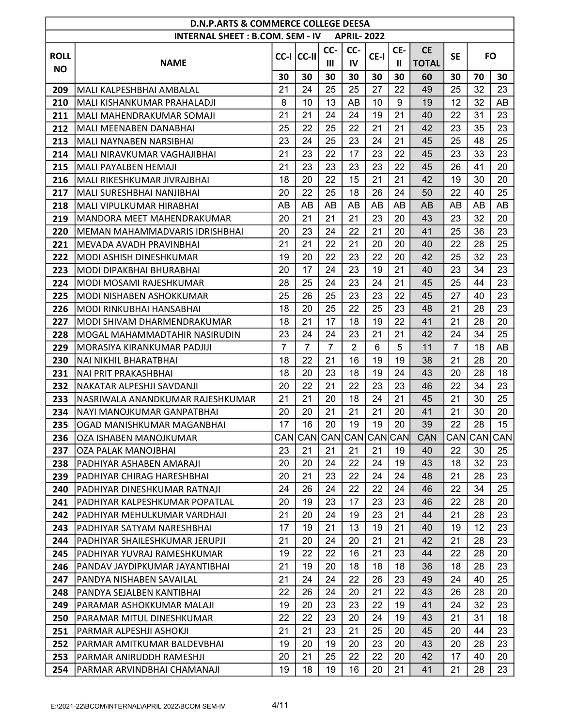| D.N.P.ARTS & COMMERCE COLLEGE DEESA | | | | | | | | | | | |
|---|---|---|---|---|---|---|---|---|---|---|---|
| INTERNAL SHEET : B.COM. SEM - IV APRIL- 2022 | | | | | | | | | | | |
| ROLL NO | NAME | CC-I | CC-II | CC-III | CC-IV | CE-I | CE-II | CE TOTAL | SE | FO | |
| | | 30 | 30 | 30 | 30 | 30 | 30 | 60 | 30 | 70 | 30 |
| 209 | MALI KALPESHBHAI AMBALAL | 21 | 24 | 25 | 25 | 27 | 22 | 49 | 25 | 32 | 23 |
| 210 | MALI KISHANKUMAR PRAHALADJI | 8 | 10 | 13 | AB | 10 | 9 | 19 | 12 | 32 | AB |
| 211 | MALI MAHENDRAKUMAR SOMAJI | 21 | 21 | 24 | 24 | 19 | 21 | 40 | 22 | 31 | 23 |
| 212 | MALI MEENABEN DANABHAI | 25 | 22 | 25 | 22 | 21 | 21 | 42 | 23 | 35 | 23 |
| 213 | MALI NAYNABEN NARSIBHAI | 23 | 24 | 25 | 23 | 24 | 21 | 45 | 25 | 48 | 25 |
| 214 | MALI NIRAVKUMAR VAGHAJIBHAI | 21 | 23 | 22 | 17 | 23 | 22 | 45 | 23 | 33 | 23 |
| 215 | MALI PAYALBEN HEMAJI | 21 | 23 | 23 | 23 | 23 | 22 | 45 | 26 | 41 | 20 |
| 216 | MALI RIKESHKUMAR JIVRAJBHAI | 18 | 20 | 22 | 15 | 21 | 21 | 42 | 19 | 30 | 20 |
| 217 | MALI SURESHBHAI NANJIBHAI | 20 | 22 | 25 | 18 | 26 | 24 | 50 | 22 | 40 | 25 |
| 218 | MALI VIPULKUMAR HIRABHAI | AB | AB | AB | AB | AB | AB | AB | AB | AB | AB |
| 219 | MANDORA MEET MAHENDRAKUMAR | 20 | 21 | 21 | 21 | 23 | 20 | 43 | 23 | 32 | 20 |
| 220 | MEMAN MAHAMMADVARIS IDRISHBHAI | 20 | 23 | 24 | 22 | 21 | 20 | 41 | 25 | 36 | 23 |
| 221 | MEVADA AVADH PRAVINBHAI | 21 | 21 | 22 | 21 | 20 | 20 | 40 | 22 | 28 | 25 |
| 222 | MODI ASHISH DINESHKUMAR | 19 | 20 | 22 | 23 | 22 | 20 | 42 | 25 | 32 | 23 |
| 223 | MODI DIPAKBHAI BHURABHAI | 20 | 17 | 24 | 23 | 19 | 21 | 40 | 23 | 34 | 23 |
| 224 | MODI MOSAMI RAJESHKUMAR | 28 | 25 | 24 | 23 | 24 | 21 | 45 | 25 | 44 | 23 |
| 225 | MODI NISHABEN ASHOKKUMAR | 25 | 26 | 25 | 23 | 23 | 22 | 45 | 27 | 40 | 23 |
| 226 | MODI RINKUBHAI HANSABHAI | 18 | 20 | 25 | 22 | 25 | 23 | 48 | 21 | 28 | 23 |
| 227 | MODI SHIVAM DHARMENDRAKUMAR | 18 | 21 | 17 | 18 | 19 | 22 | 41 | 21 | 28 | 20 |
| 228 | MOGAL MAHAMMADTAHIR NASIRUDIN | 23 | 24 | 24 | 23 | 21 | 21 | 42 | 24 | 34 | 25 |
| 229 | MORASIYA KIRANKUMAR PADJIJI | 7 | 7 | 7 | 2 | 6 | 5 | 11 | 7 | 18 | AB |
| 230 | NAI NIKHIL BHARATBHAI | 18 | 22 | 21 | 16 | 19 | 19 | 38 | 21 | 28 | 20 |
| 231 | NAI PRIT PRAKASHBHAI | 18 | 20 | 23 | 18 | 19 | 24 | 43 | 20 | 28 | 18 |
| 232 | NAKATAR ALPESHJI SAVDANJI | 20 | 22 | 21 | 22 | 23 | 23 | 46 | 22 | 34 | 23 |
| 233 | NASRIWALA ANANDKUMAR RAJESHKUMAR | 21 | 21 | 20 | 18 | 24 | 21 | 45 | 21 | 30 | 25 |
| 234 | NAYI MANOJKUMAR GANPATBHAI | 20 | 20 | 21 | 21 | 21 | 20 | 41 | 21 | 30 | 20 |
| 235 | OGAD MANISHKUMAR MAGANBHAI | 17 | 16 | 20 | 19 | 19 | 20 | 39 | 22 | 28 | 15 |
| 236 | OZA ISHABEN MANOJKUMAR | CAN | CAN | CAN | CAN | CAN | CAN | CAN | CAN | CAN | CAN |
| 237 | OZA PALAK MANOJBHAI | 23 | 21 | 21 | 21 | 21 | 19 | 40 | 22 | 30 | 25 |
| 238 | PADHIYAR ASHABEN AMARAJI | 20 | 20 | 24 | 22 | 24 | 19 | 43 | 18 | 32 | 23 |
| 239 | PADHIYAR CHIRAG HARESHBHAI | 20 | 21 | 23 | 22 | 24 | 24 | 48 | 21 | 28 | 23 |
| 240 | PADHIYAR DINESHKUMAR RATNAJI | 24 | 26 | 24 | 22 | 22 | 24 | 46 | 22 | 34 | 25 |
| 241 | PADHIYAR KALPESHKUMAR POPATLAL | 20 | 19 | 23 | 17 | 23 | 23 | 46 | 22 | 28 | 20 |
| 242 | PADHIYAR MEHULKUMAR VARDHAJI | 21 | 20 | 24 | 19 | 23 | 21 | 44 | 21 | 28 | 23 |
| 243 | PADHIYAR SATYAM NARESHBHAI | 17 | 19 | 21 | 13 | 19 | 21 | 40 | 19 | 12 | 23 |
| 244 | PADHIYAR SHAILESHKUMAR JERUPJI | 21 | 20 | 24 | 20 | 21 | 21 | 42 | 21 | 28 | 23 |
| 245 | PADHIYAR YUVRAJ RAMESHKUMAR | 19 | 22 | 22 | 16 | 21 | 23 | 44 | 22 | 28 | 20 |
| 246 | PANDAV JAYDIPKUMAR JAYANTIBHAI | 21 | 19 | 20 | 18 | 18 | 18 | 36 | 18 | 28 | 23 |
| 247 | PANDYA NISHABEN SAVAILAL | 21 | 24 | 24 | 22 | 26 | 23 | 49 | 24 | 40 | 25 |
| 248 | PANDYA SEJALBEN KANTIBHAI | 22 | 26 | 24 | 20 | 21 | 22 | 43 | 26 | 28 | 20 |
| 249 | PARAMAR ASHOKKUMAR MALAJI | 19 | 20 | 23 | 23 | 22 | 19 | 41 | 24 | 32 | 23 |
| 250 | PARAMAR MITUL DINESHKUMAR | 22 | 22 | 23 | 20 | 24 | 19 | 43 | 21 | 31 | 18 |
| 251 | PARMAR ALPESHJI ASHOKJI | 21 | 21 | 23 | 21 | 25 | 20 | 45 | 20 | 44 | 23 |
| 252 | PARMAR AMITKUMAR BALDEVBHAI | 19 | 20 | 19 | 20 | 23 | 20 | 43 | 20 | 28 | 23 |
| 253 | PARMAR ANIRUDDH RAMESHJI | 20 | 21 | 25 | 22 | 22 | 20 | 42 | 17 | 40 | 20 |
| 254 | PARMAR ARVINDBHAI CHAMANAJI | 19 | 18 | 19 | 16 | 20 | 21 | 41 | 21 | 28 | 23 |

E:\2021-22\BCOM\INTERNAL\APRIL 2022\BCOM SEM-IV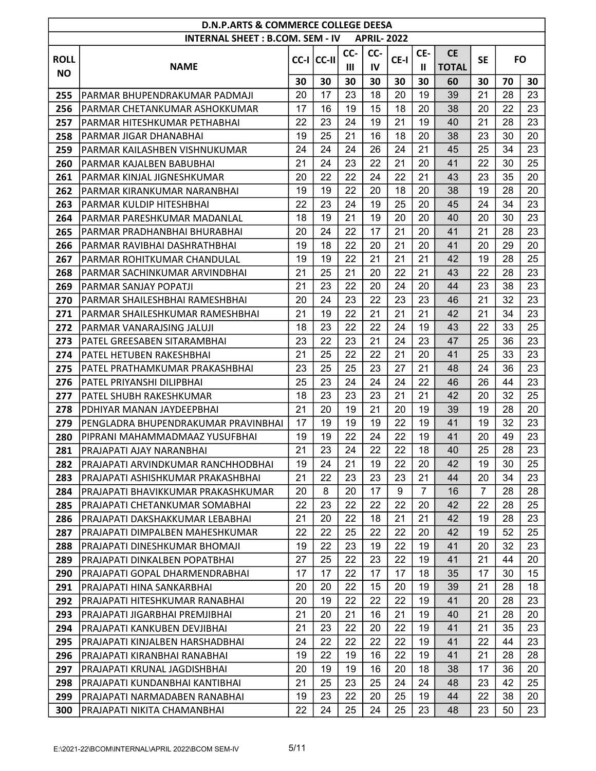| D.N.P.ARTS & COMMERCE COLLEGE DEESA | | | | | | | | | | | |
|---|---|---|---|---|---|---|---|---|---|---|---|
| INTERNAL SHEET : B.COM. SEM - IV APRIL- 2022 | | | | | | | | | | | |
| ROLL NO | NAME | CC-I | CC-II | CC-III | CC-IV | CE-I | CE-II | CE TOTAL | SE | FO | |
| | | 30 | 30 | 30 | 30 | 30 | 30 | 60 | 30 | 70 | 30 |
| 255 | PARMAR BHUPENDRAKUMAR PADMAJI | 20 | 17 | 23 | 18 | 20 | 19 | 39 | 21 | 28 | 23 |
| 256 | PARMAR CHETANKUMAR ASHOKKUMAR | 17 | 16 | 19 | 15 | 18 | 20 | 38 | 20 | 22 | 23 |
| 257 | PARMAR HITESHKUMAR PETHABHAI | 22 | 23 | 24 | 19 | 21 | 19 | 40 | 21 | 28 | 23 |
| 258 | PARMAR JIGAR DHANABHAI | 19 | 25 | 21 | 16 | 18 | 20 | 38 | 23 | 30 | 20 |
| 259 | PARMAR KAILASHBEN VISHNUKUMAR | 24 | 24 | 24 | 26 | 24 | 21 | 45 | 25 | 34 | 23 |
| 260 | PARMAR KAJALBEN BABUBHAI | 21 | 24 | 23 | 22 | 21 | 20 | 41 | 22 | 30 | 25 |
| 261 | PARMAR KINJAL JIGNESHKUMAR | 20 | 22 | 22 | 24 | 22 | 21 | 43 | 23 | 35 | 20 |
| 262 | PARMAR KIRANKUMAR NARANBHAI | 19 | 19 | 22 | 20 | 18 | 20 | 38 | 19 | 28 | 20 |
| 263 | PARMAR KULDIP HITESHBHAI | 22 | 23 | 24 | 19 | 25 | 20 | 45 | 24 | 34 | 23 |
| 264 | PARMAR PARESHKUMAR MADANLAL | 18 | 19 | 21 | 19 | 20 | 20 | 40 | 20 | 30 | 23 |
| 265 | PARMAR PRADHANBHAI BHURABHAI | 20 | 24 | 22 | 17 | 21 | 20 | 41 | 21 | 28 | 23 |
| 266 | PARMAR RAVIBHAI DASHRATHBHAI | 19 | 18 | 22 | 20 | 21 | 20 | 41 | 20 | 29 | 20 |
| 267 | PARMAR ROHITKUMAR CHANDULAL | 19 | 19 | 22 | 21 | 21 | 21 | 42 | 19 | 28 | 25 |
| 268 | PARMAR SACHINKUMAR ARVINDBHAI | 21 | 25 | 21 | 20 | 22 | 21 | 43 | 22 | 28 | 23 |
| 269 | PARMAR SANJAY POPATJI | 21 | 23 | 22 | 20 | 24 | 20 | 44 | 23 | 38 | 23 |
| 270 | PARMAR SHAILESHBHAI RAMESHBHAI | 20 | 24 | 23 | 22 | 23 | 23 | 46 | 21 | 32 | 23 |
| 271 | PARMAR SHAILESHKUMAR RAMESHBHAI | 21 | 19 | 22 | 21 | 21 | 21 | 42 | 21 | 34 | 23 |
| 272 | PARMAR VANARAJSING JALUJI | 18 | 23 | 22 | 22 | 24 | 19 | 43 | 22 | 33 | 25 |
| 273 | PATEL GREESABEN SITARAMBHAI | 23 | 22 | 23 | 21 | 24 | 23 | 47 | 25 | 36 | 23 |
| 274 | PATEL HETUBEN RAKESHBHAI | 21 | 25 | 22 | 22 | 21 | 20 | 41 | 25 | 33 | 23 |
| 275 | PATEL PRATHAMKUMAR PRAKASHBHAI | 23 | 25 | 25 | 23 | 27 | 21 | 48 | 24 | 36 | 23 |
| 276 | PATEL PRIYANSHI DILIPBHAI | 25 | 23 | 24 | 24 | 24 | 22 | 46 | 26 | 44 | 23 |
| 277 | PATEL SHUBH RAKESHKUMAR | 18 | 23 | 23 | 23 | 21 | 21 | 42 | 20 | 32 | 25 |
| 278 | PDHIYAR MANAN JAYDEEPBHAI | 21 | 20 | 19 | 21 | 20 | 19 | 39 | 19 | 28 | 20 |
| 279 | PENGLADRA BHUPENDRAKUMAR PRAVINBHAI | 17 | 19 | 19 | 19 | 22 | 19 | 41 | 19 | 32 | 23 |
| 280 | PIPRANI MAHAMMADMAAZ YUSUFBHAI | 19 | 19 | 22 | 24 | 22 | 19 | 41 | 20 | 49 | 23 |
| 281 | PRAJAPATI AJAY NARANBHAI | 21 | 23 | 24 | 22 | 22 | 18 | 40 | 25 | 28 | 23 |
| 282 | PRAJAPATI ARVINDKUMAR RANCHHODBHAI | 19 | 24 | 21 | 19 | 22 | 20 | 42 | 19 | 30 | 25 |
| 283 | PRAJAPATI ASHISHKUMAR PRAKASHBHAI | 21 | 22 | 23 | 23 | 23 | 21 | 44 | 20 | 34 | 23 |
| 284 | PRAJAPATI BHAVIKKUMAR PRAKASHKUMAR | 20 | 8 | 20 | 17 | 9 | 7 | 16 | 7 | 28 | 28 |
| 285 | PRAJAPATI CHETANKUMAR SOMABHAI | 22 | 23 | 22 | 22 | 22 | 20 | 42 | 22 | 28 | 25 |
| 286 | PRAJAPATI DAKSHAKKUMAR LEBABHAI | 21 | 20 | 22 | 18 | 21 | 21 | 42 | 19 | 28 | 23 |
| 287 | PRAJAPATI DIMPALBEN MAHESHKUMAR | 22 | 22 | 25 | 22 | 22 | 20 | 42 | 19 | 52 | 25 |
| 288 | PRAJAPATI DINESHKUMAR BHOMAJI | 19 | 22 | 23 | 19 | 22 | 19 | 41 | 20 | 32 | 23 |
| 289 | PRAJAPATI DINKALBEN POPATBHAI | 27 | 25 | 22 | 23 | 22 | 19 | 41 | 21 | 44 | 20 |
| 290 | PRAJAPATI GOPAL DHARMENDRABHAI | 17 | 17 | 22 | 17 | 17 | 18 | 35 | 17 | 30 | 15 |
| 291 | PRAJAPATI HINA SANKARBHAI | 20 | 20 | 22 | 15 | 20 | 19 | 39 | 21 | 28 | 18 |
| 292 | PRAJAPATI HITESHKUMAR RANABHAI | 20 | 19 | 22 | 22 | 22 | 19 | 41 | 20 | 28 | 23 |
| 293 | PRAJAPATI JIGARBHAI PREMJIBHAI | 21 | 20 | 21 | 16 | 21 | 19 | 40 | 21 | 28 | 20 |
| 294 | PRAJAPATI KANKUBEN DEVJIBHAI | 21 | 23 | 22 | 20 | 22 | 19 | 41 | 21 | 35 | 23 |
| 295 | PRAJAPATI KINJALBEN HARSHADBHAI | 24 | 22 | 22 | 22 | 22 | 19 | 41 | 22 | 44 | 23 |
| 296 | PRAJAPATI KIRANBHAI RANABHAI | 19 | 22 | 19 | 16 | 22 | 19 | 41 | 21 | 28 | 28 |
| 297 | PRAJAPATI KRUNAL JAGDISHBHAI | 20 | 19 | 19 | 16 | 20 | 18 | 38 | 17 | 36 | 20 |
| 298 | PRAJAPATI KUNDANBHAI KANTIBHAI | 21 | 25 | 23 | 25 | 24 | 24 | 48 | 23 | 42 | 25 |
| 299 | PRAJAPATI NARMADABEN RANABHAI | 19 | 23 | 22 | 20 | 25 | 19 | 44 | 22 | 38 | 20 |
| 300 | PRAJAPATI NIKITA CHAMANBHAI | 22 | 24 | 25 | 24 | 25 | 23 | 48 | 23 | 50 | 23 |

E:\2021-22\BCOM\INTERNAL\APRIL 2022\BCOM SEM-IV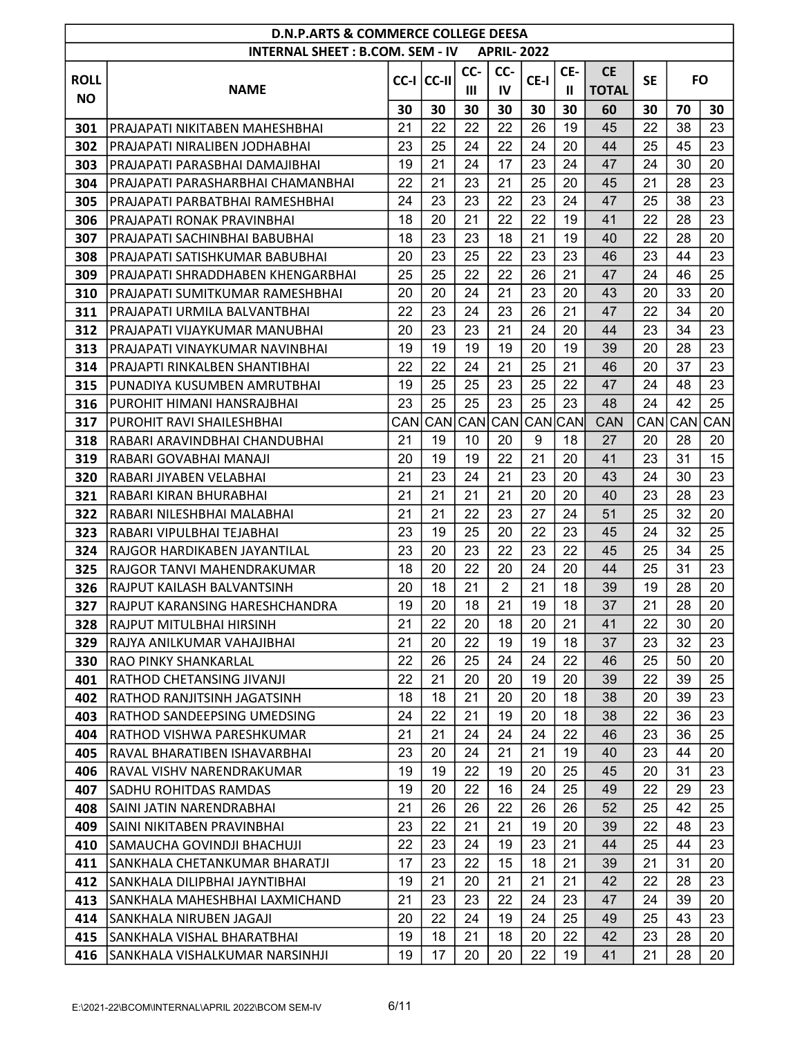| D.N.P.ARTS & COMMERCE COLLEGE DEESA | | | | | | | | | | | |
|---|---|---|---|---|---|---|---|---|---|---|---|
| INTERNAL SHEET : B.COM. SEM - IV APRIL- 2022 | | | | | | | | | | | |
| ROLL NO | NAME | CC-I | CC-II | CC-III | CC-IV | CE-I | CE-II | CE TOTAL | SE | FO | |
| | | 30 | 30 | 30 | 30 | 30 | 30 | 60 | 30 | 70 | 30 |
| 301 | PRAJAPATI NIKITABEN MAHESHBHAI | 21 | 22 | 22 | 22 | 26 | 19 | 45 | 22 | 38 | 23 |
| 302 | PRAJAPATI NIRALIBEN JODHABHAI | 23 | 25 | 24 | 22 | 24 | 20 | 44 | 25 | 45 | 23 |
| 303 | PRAJAPATI PARASBHAI DAMAJIBHAI | 19 | 21 | 24 | 17 | 23 | 24 | 47 | 24 | 30 | 20 |
| 304 | PRAJAPATI PARASHARBHAI CHAMANBHAI | 22 | 21 | 23 | 21 | 25 | 20 | 45 | 21 | 28 | 23 |
| 305 | PRAJAPATI PARBATBHAI RAMESHBHAI | 24 | 23 | 23 | 22 | 23 | 24 | 47 | 25 | 38 | 23 |
| 306 | PRAJAPATI RONAK PRAVINBHAI | 18 | 20 | 21 | 22 | 22 | 19 | 41 | 22 | 28 | 23 |
| 307 | PRAJAPATI SACHINBHAI BABUBHAI | 18 | 23 | 23 | 18 | 21 | 19 | 40 | 22 | 28 | 20 |
| 308 | PRAJAPATI SATISHKUMAR BABUBHAI | 20 | 23 | 25 | 22 | 23 | 23 | 46 | 23 | 44 | 23 |
| 309 | PRAJAPATI SHRADDHABEN KHENGARBHAI | 25 | 25 | 22 | 22 | 26 | 21 | 47 | 24 | 46 | 25 |
| 310 | PRAJAPATI SUMITKUMAR RAMESHBHAI | 20 | 20 | 24 | 21 | 23 | 20 | 43 | 20 | 33 | 20 |
| 311 | PRAJAPATI URMILA BALVANTBHAI | 22 | 23 | 24 | 23 | 26 | 21 | 47 | 22 | 34 | 20 |
| 312 | PRAJAPATI VIJAYKUMAR MANUBHAI | 20 | 23 | 23 | 21 | 24 | 20 | 44 | 23 | 34 | 23 |
| 313 | PRAJAPATI VINAYKUMAR NAVINBHAI | 19 | 19 | 19 | 19 | 20 | 19 | 39 | 20 | 28 | 23 |
| 314 | PRAJAPTI RINKALBEN SHANTIBHAI | 22 | 22 | 24 | 21 | 25 | 21 | 46 | 20 | 37 | 23 |
| 315 | PUNADIYA KUSUMBEN AMRUTBHAI | 19 | 25 | 25 | 23 | 25 | 22 | 47 | 24 | 48 | 23 |
| 316 | PUROHIT HIMANI HANSRAJBHAI | 23 | 25 | 25 | 23 | 25 | 23 | 48 | 24 | 42 | 25 |
| 317 | PUROHIT RAVI SHAILESHBHAI | CAN | CAN | CAN | CAN | CAN | CAN | CAN | CAN | CAN | CAN |
| 318 | RABARI ARAVINDBHAI CHANDUBHAI | 21 | 19 | 10 | 20 | 9 | 18 | 27 | 20 | 28 | 20 |
| 319 | RABARI GOVABHAI MANAJI | 20 | 19 | 19 | 22 | 21 | 20 | 41 | 23 | 31 | 15 |
| 320 | RABARI JIYABEN VELABHAI | 21 | 23 | 24 | 21 | 23 | 20 | 43 | 24 | 30 | 23 |
| 321 | RABARI KIRAN BHURABHAI | 21 | 21 | 21 | 21 | 20 | 20 | 40 | 23 | 28 | 23 |
| 322 | RABARI NILESHBHAI MALABHAI | 21 | 21 | 22 | 23 | 27 | 24 | 51 | 25 | 32 | 20 |
| 323 | RABARI VIPULBHAI TEJABHAI | 23 | 19 | 25 | 20 | 22 | 23 | 45 | 24 | 32 | 25 |
| 324 | RAJGOR HARDIKABEN JAYANTILAL | 23 | 20 | 23 | 22 | 23 | 22 | 45 | 25 | 34 | 25 |
| 325 | RAJGOR TANVI MAHENDRAKUMAR | 18 | 20 | 22 | 20 | 24 | 20 | 44 | 25 | 31 | 23 |
| 326 | RAJPUT KAILASH BALVANTSINH | 20 | 18 | 21 | 2 | 21 | 18 | 39 | 19 | 28 | 20 |
| 327 | RAJPUT KARANSING HARESHCHANDRA | 19 | 20 | 18 | 21 | 19 | 18 | 37 | 21 | 28 | 20 |
| 328 | RAJPUT MITULBHAI HIRSINH | 21 | 22 | 20 | 18 | 20 | 21 | 41 | 22 | 30 | 20 |
| 329 | RAJYA ANILKUMAR VAHAJIBHAI | 21 | 20 | 22 | 19 | 19 | 18 | 37 | 23 | 32 | 23 |
| 330 | RAO PINKY SHANKARLAL | 22 | 26 | 25 | 24 | 24 | 22 | 46 | 25 | 50 | 20 |
| 401 | RATHOD CHETANSING JIVANJI | 22 | 21 | 20 | 20 | 19 | 20 | 39 | 22 | 39 | 25 |
| 402 | RATHOD RANJITSINH JAGATSINH | 18 | 18 | 21 | 20 | 20 | 18 | 38 | 20 | 39 | 23 |
| 403 | RATHOD SANDEEPSING UMEDSING | 24 | 22 | 21 | 19 | 20 | 18 | 38 | 22 | 36 | 23 |
| 404 | RATHOD VISHWA PARESHKUMAR | 21 | 21 | 24 | 24 | 24 | 22 | 46 | 23 | 36 | 25 |
| 405 | RAVAL BHARATIBEN ISHAVARBHAI | 23 | 20 | 24 | 21 | 21 | 19 | 40 | 23 | 44 | 20 |
| 406 | RAVAL VISHV NARENDRAKUMAR | 19 | 19 | 22 | 19 | 20 | 25 | 45 | 20 | 31 | 23 |
| 407 | SADHU ROHITDAS RAMDAS | 19 | 20 | 22 | 16 | 24 | 25 | 49 | 22 | 29 | 23 |
| 408 | SAINI JATIN NARENDRABHAI | 21 | 26 | 26 | 22 | 26 | 26 | 52 | 25 | 42 | 25 |
| 409 | SAINI NIKITABEN PRAVINBHAI | 23 | 22 | 21 | 21 | 19 | 20 | 39 | 22 | 48 | 23 |
| 410 | SAMAUCHA GOVINDJI BHACHUJI | 22 | 23 | 24 | 19 | 23 | 21 | 44 | 25 | 44 | 23 |
| 411 | SANKHALA CHETANKUMAR BHARATJI | 17 | 23 | 22 | 15 | 18 | 21 | 39 | 21 | 31 | 20 |
| 412 | SANKHALA DILIPBHAI JAYNTIBHAI | 19 | 21 | 20 | 21 | 21 | 21 | 42 | 22 | 28 | 23 |
| 413 | SANKHALA MAHESHBHAI LAXMICHAND | 21 | 23 | 23 | 22 | 24 | 23 | 47 | 24 | 39 | 20 |
| 414 | SANKHALA NIRUBEN JAGAJI | 20 | 22 | 24 | 19 | 24 | 25 | 49 | 25 | 43 | 23 |
| 415 | SANKHALA VISHAL BHARATBHAI | 19 | 18 | 21 | 18 | 20 | 22 | 42 | 23 | 28 | 20 |
| 416 | SANKHALA VISHALKUMAR NARSINHJI | 19 | 17 | 20 | 20 | 22 | 19 | 41 | 21 | 28 | 20 |

E:\2021-22\BCOM\INTERNAL\APRIL 2022\BCOM SEM-IV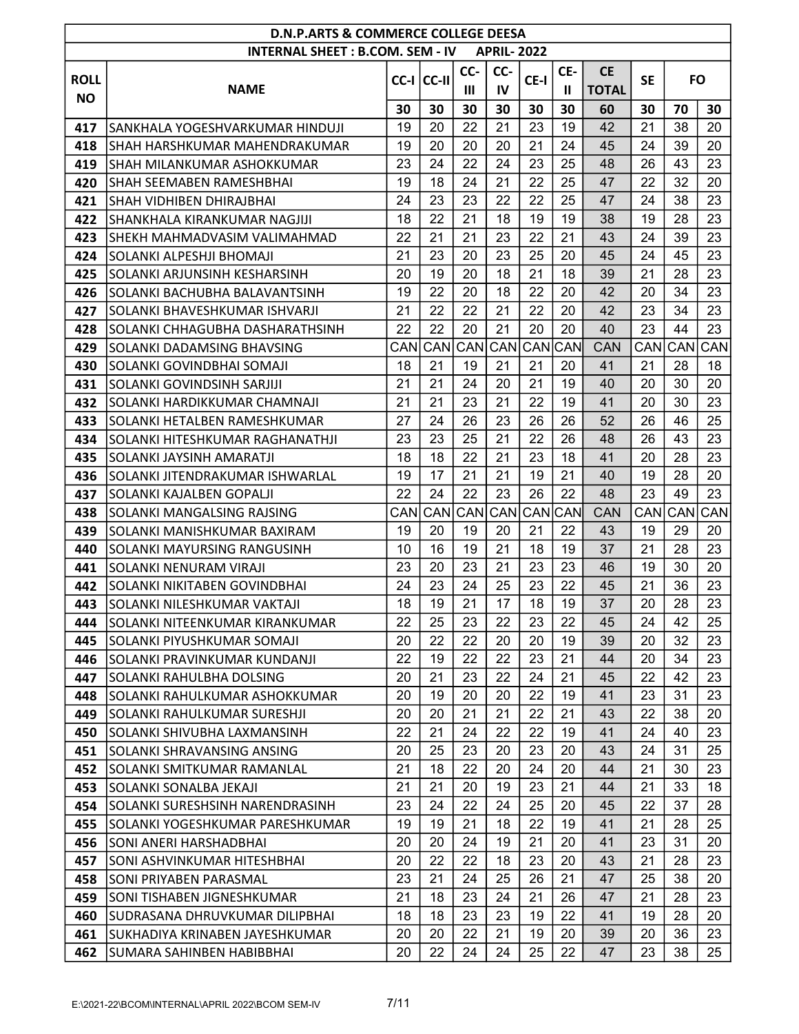| D.N.P.ARTS & COMMERCE COLLEGE DEESA | | | | | | | | | | | |
|---|---|---|---|---|---|---|---|---|---|---|---|
| INTERNAL SHEET : B.COM. SEM - IV APRIL- 2022 | | | | | | | | | | | |
| ROLL NO | NAME | CC-I | CC-II | CC-III | CC-IV | CE-I | CE-II | CE TOTAL | SE | FO | |
| | | 30 | 30 | 30 | 30 | 30 | 30 | 60 | 30 | 70 | 30 |
| 417 | SANKHALA YOGESHVARKUMAR HINDUJI | 19 | 20 | 22 | 21 | 23 | 19 | 42 | 21 | 38 | 20 |
| 418 | SHAH HARSHKUMAR MAHENDRAKUMAR | 19 | 20 | 20 | 20 | 21 | 24 | 45 | 24 | 39 | 20 |
| 419 | SHAH MILANKUMAR ASHOKKUMAR | 23 | 24 | 22 | 24 | 23 | 25 | 48 | 26 | 43 | 23 |
| 420 | SHAH SEEMABEN RAMESHBHAI | 19 | 18 | 24 | 21 | 22 | 25 | 47 | 22 | 32 | 20 |
| 421 | SHAH VIDHIBEN DHIRAJBHAI | 24 | 23 | 23 | 22 | 22 | 25 | 47 | 24 | 38 | 23 |
| 422 | SHANKHALA KIRANKUMAR NAGJIJI | 18 | 22 | 21 | 18 | 19 | 19 | 38 | 19 | 28 | 23 |
| 423 | SHEKH MAHMADVASIM VALIMAHMAD | 22 | 21 | 21 | 23 | 22 | 21 | 43 | 24 | 39 | 23 |
| 424 | SOLANKI ALPESHJI BHOMAJI | 21 | 23 | 20 | 23 | 25 | 20 | 45 | 24 | 45 | 23 |
| 425 | SOLANKI ARJUNSINH KESHARSINH | 20 | 19 | 20 | 18 | 21 | 18 | 39 | 21 | 28 | 23 |
| 426 | SOLANKI BACHUBHA BALAVANTSINH | 19 | 22 | 20 | 18 | 22 | 20 | 42 | 20 | 34 | 23 |
| 427 | SOLANKI BHAVESHKUMAR ISHVARJI | 21 | 22 | 22 | 21 | 22 | 20 | 42 | 23 | 34 | 23 |
| 428 | SOLANKI CHHAGUBHA DASHARATHSINH | 22 | 22 | 20 | 21 | 20 | 20 | 40 | 23 | 44 | 23 |
| 429 | SOLANKI DADAMSING BHAVSING | CAN | CAN | CAN | CAN | CAN | CAN | CAN | CAN | CAN | CAN |
| 430 | SOLANKI GOVINDBHAI SOMAJI | 18 | 21 | 19 | 21 | 21 | 20 | 41 | 21 | 28 | 18 |
| 431 | SOLANKI GOVINDSINH SARJIJI | 21 | 21 | 24 | 20 | 21 | 19 | 40 | 20 | 30 | 20 |
| 432 | SOLANKI HARDIKKUMAR CHAMNAJI | 21 | 21 | 23 | 21 | 22 | 19 | 41 | 20 | 30 | 23 |
| 433 | SOLANKI HETALBEN RAMESHKUMAR | 27 | 24 | 26 | 23 | 26 | 26 | 52 | 26 | 46 | 25 |
| 434 | SOLANKI HITESHKUMAR RAGHANATHJI | 23 | 23 | 25 | 21 | 22 | 26 | 48 | 26 | 43 | 23 |
| 435 | SOLANKI JAYSINH AMARATJI | 18 | 18 | 22 | 21 | 23 | 18 | 41 | 20 | 28 | 23 |
| 436 | SOLANKI JITENDRAKUMAR ISHWARLAL | 19 | 17 | 21 | 21 | 19 | 21 | 40 | 19 | 28 | 20 |
| 437 | SOLANKI KAJALBEN GOPALJI | 22 | 24 | 22 | 23 | 26 | 22 | 48 | 23 | 49 | 23 |
| 438 | SOLANKI MANGALSING RAJSING | CAN | CAN | CAN | CAN | CAN | CAN | CAN | CAN | CAN | CAN |
| 439 | SOLANKI MANISHKUMAR BAXIRAM | 19 | 20 | 19 | 20 | 21 | 22 | 43 | 19 | 29 | 20 |
| 440 | SOLANKI MAYURSING RANGUSINH | 10 | 16 | 19 | 21 | 18 | 19 | 37 | 21 | 28 | 23 |
| 441 | SOLANKI NENURAM VIRAJI | 23 | 20 | 23 | 21 | 23 | 23 | 46 | 19 | 30 | 20 |
| 442 | SOLANKI NIKITABEN GOVINDBHAI | 24 | 23 | 24 | 25 | 23 | 22 | 45 | 21 | 36 | 23 |
| 443 | SOLANKI NILESHKUMAR VAKTAJI | 18 | 19 | 21 | 17 | 18 | 19 | 37 | 20 | 28 | 23 |
| 444 | SOLANKI NITEENKUMAR KIRANKUMAR | 22 | 25 | 23 | 22 | 23 | 22 | 45 | 24 | 42 | 25 |
| 445 | SOLANKI PIYUSHKUMAR SOMAJI | 20 | 22 | 22 | 20 | 20 | 19 | 39 | 20 | 32 | 23 |
| 446 | SOLANKI PRAVINKUMAR KUNDANJI | 22 | 19 | 22 | 22 | 23 | 21 | 44 | 20 | 34 | 23 |
| 447 | SOLANKI RAHULBHA DOLSING | 20 | 21 | 23 | 22 | 24 | 21 | 45 | 22 | 42 | 23 |
| 448 | SOLANKI RAHULKUMAR ASHOKKUMAR | 20 | 19 | 20 | 20 | 22 | 19 | 41 | 23 | 31 | 23 |
| 449 | SOLANKI RAHULKUMAR SURESHJI | 20 | 20 | 21 | 21 | 22 | 21 | 43 | 22 | 38 | 20 |
| 450 | SOLANKI SHIVUBHA LAXMANSINH | 22 | 21 | 24 | 22 | 22 | 19 | 41 | 24 | 40 | 23 |
| 451 | SOLANKI SHRAVANSING ANSING | 20 | 25 | 23 | 20 | 23 | 20 | 43 | 24 | 31 | 25 |
| 452 | SOLANKI SMITKUMAR RAMANLAL | 21 | 18 | 22 | 20 | 24 | 20 | 44 | 21 | 30 | 23 |
| 453 | SOLANKI SONALBA JEKAJI | 21 | 21 | 20 | 19 | 23 | 21 | 44 | 21 | 33 | 18 |
| 454 | SOLANKI SURESHSINH NARENDRASINH | 23 | 24 | 22 | 24 | 25 | 20 | 45 | 22 | 37 | 28 |
| 455 | SOLANKI YOGESHKUMAR PARESHKUMAR | 19 | 19 | 21 | 18 | 22 | 19 | 41 | 21 | 28 | 25 |
| 456 | SONI ANERI HARSHADBHAI | 20 | 20 | 24 | 19 | 21 | 20 | 41 | 23 | 31 | 20 |
| 457 | SONI ASHVINKUMAR HITESHBHAI | 20 | 22 | 22 | 18 | 23 | 20 | 43 | 21 | 28 | 23 |
| 458 | SONI PRIYABEN PARASMAL | 23 | 21 | 24 | 25 | 26 | 21 | 47 | 25 | 38 | 20 |
| 459 | SONI TISHABEN JIGNESHKUMAR | 21 | 18 | 23 | 24 | 21 | 26 | 47 | 21 | 28 | 23 |
| 460 | SUDRASANA DHRUVKUMAR DILIPBHAI | 18 | 18 | 23 | 23 | 19 | 22 | 41 | 19 | 28 | 20 |
| 461 | SUKHADIYA KRINABEN JAYESHKUMAR | 20 | 20 | 22 | 21 | 19 | 20 | 39 | 20 | 36 | 23 |
| 462 | SUMARA SAHINBEN HABIBBHAI | 20 | 22 | 24 | 24 | 25 | 22 | 47 | 23 | 38 | 25 |

E:\2021-22\BCOM\INTERNAL\APRIL 2022\BCOM SEM-IV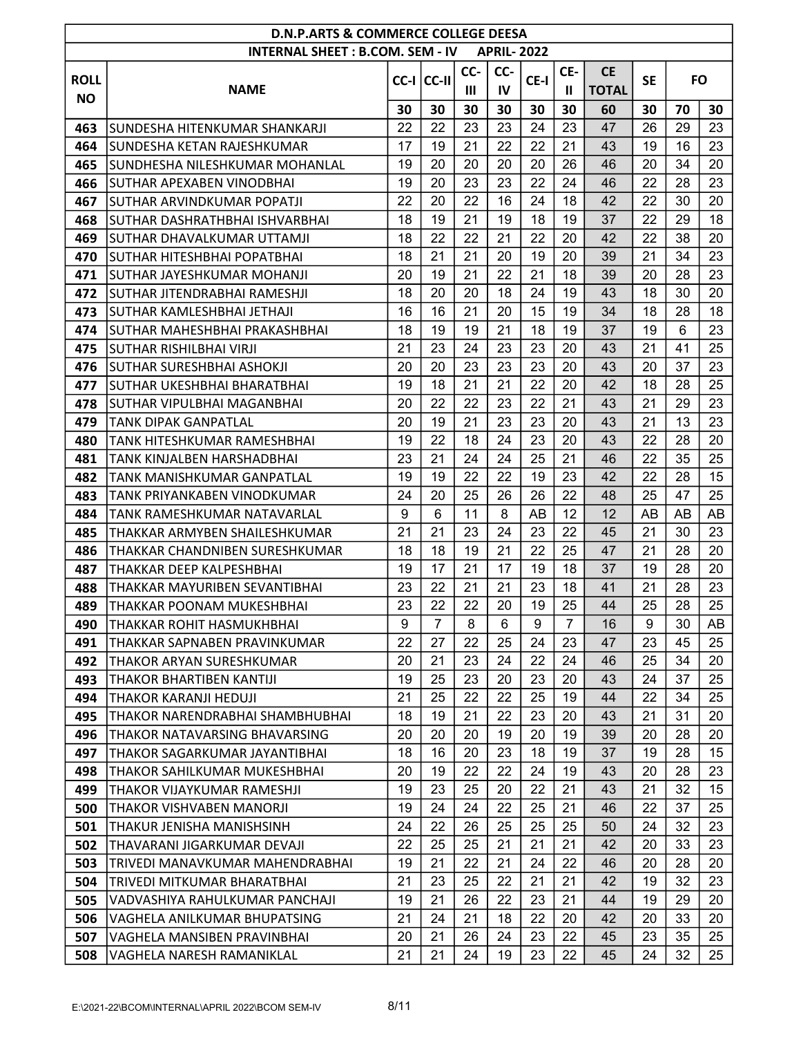| D.N.P.ARTS & COMMERCE COLLEGE DEESA | | | | | | | | | | | |
|---|---|---|---|---|---|---|---|---|---|---|---|
| INTERNAL SHEET : B.COM. SEM - IV APRIL- 2022 | | | | | | | | | | | |
| ROLL NO | NAME | CC-I | CC-II | CC-III | CC-IV | CE-I | CE-II | CE TOTAL | SE | FO | |
| | | 30 | 30 | 30 | 30 | 30 | 30 | 60 | 30 | 70 | 30 |
| 463 | SUNDESHA HITENKUMAR SHANKARJI | 22 | 22 | 23 | 23 | 24 | 23 | 47 | 26 | 29 | 23 |
| 464 | SUNDESHA KETAN RAJESHKUMAR | 17 | 19 | 21 | 22 | 22 | 21 | 43 | 19 | 16 | 23 |
| 465 | SUNDHESHA NILESHKUMAR MOHANLAL | 19 | 20 | 20 | 20 | 20 | 26 | 46 | 20 | 34 | 20 |
| 466 | SUTHAR APEXABEN VINODBHAI | 19 | 20 | 23 | 23 | 22 | 24 | 46 | 22 | 28 | 23 |
| 467 | SUTHAR ARVINDKUMAR POPATJI | 22 | 20 | 22 | 16 | 24 | 18 | 42 | 22 | 30 | 20 |
| 468 | SUTHAR DASHRATHBHAI ISHVARBHAI | 18 | 19 | 21 | 19 | 18 | 19 | 37 | 22 | 29 | 18 |
| 469 | SUTHAR DHAVALKUMAR UTTAMJI | 18 | 22 | 22 | 21 | 22 | 20 | 42 | 22 | 38 | 20 |
| 470 | SUTHAR HITESHBHAI POPATBHAI | 18 | 21 | 21 | 20 | 19 | 20 | 39 | 21 | 34 | 23 |
| 471 | SUTHAR JAYESHKUMAR MOHANJI | 20 | 19 | 21 | 22 | 21 | 18 | 39 | 20 | 28 | 23 |
| 472 | SUTHAR JITENDRABHAI RAMESHJI | 18 | 20 | 20 | 18 | 24 | 19 | 43 | 18 | 30 | 20 |
| 473 | SUTHAR KAMLESHBHAI JETHAJI | 16 | 16 | 21 | 20 | 15 | 19 | 34 | 18 | 28 | 18 |
| 474 | SUTHAR MAHESHBHAI PRAKASHBHAI | 18 | 19 | 19 | 21 | 18 | 19 | 37 | 19 | 6 | 23 |
| 475 | SUTHAR RISHILBHAI VIRJI | 21 | 23 | 24 | 23 | 23 | 20 | 43 | 21 | 41 | 25 |
| 476 | SUTHAR SURESHBHAI ASHOKJI | 20 | 20 | 23 | 23 | 23 | 20 | 43 | 20 | 37 | 23 |
| 477 | SUTHAR UKESHBHAI BHARATBHAI | 19 | 18 | 21 | 21 | 22 | 20 | 42 | 18 | 28 | 25 |
| 478 | SUTHAR VIPULBHAI MAGANBHAI | 20 | 22 | 22 | 23 | 22 | 21 | 43 | 21 | 29 | 23 |
| 479 | TANK DIPAK GANPATLAL | 20 | 19 | 21 | 23 | 23 | 20 | 43 | 21 | 13 | 23 |
| 480 | TANK HITESHKUMAR RAMESHBHAI | 19 | 22 | 18 | 24 | 23 | 20 | 43 | 22 | 28 | 20 |
| 481 | TANK KINJALBEN HARSHADBHAI | 23 | 21 | 24 | 24 | 25 | 21 | 46 | 22 | 35 | 25 |
| 482 | TANK MANISHKUMAR GANPATLAL | 19 | 19 | 22 | 22 | 19 | 23 | 42 | 22 | 28 | 15 |
| 483 | TANK PRIYANKABEN VINODKUMAR | 24 | 20 | 25 | 26 | 26 | 22 | 48 | 25 | 47 | 25 |
| 484 | TANK RAMESHKUMAR NATAVARLAL | 9 | 6 | 11 | 8 | AB | 12 | 12 | AB | AB | AB |
| 485 | THAKKAR ARMYBEN SHAILESHKUMAR | 21 | 21 | 23 | 24 | 23 | 22 | 45 | 21 | 30 | 23 |
| 486 | THAKKAR CHANDNIBEN SURESHKUMAR | 18 | 18 | 19 | 21 | 22 | 25 | 47 | 21 | 28 | 20 |
| 487 | THAKKAR DEEP KALPESHBHAI | 19 | 17 | 21 | 17 | 19 | 18 | 37 | 19 | 28 | 20 |
| 488 | THAKKAR MAYURIBEN SEVANTIBHAI | 23 | 22 | 21 | 21 | 23 | 18 | 41 | 21 | 28 | 23 |
| 489 | THAKKAR POONAM MUKESHBHAI | 23 | 22 | 22 | 20 | 19 | 25 | 44 | 25 | 28 | 25 |
| 490 | THAKKAR ROHIT HASMUKHBHAI | 9 | 7 | 8 | 6 | 9 | 7 | 16 | 9 | 30 | AB |
| 491 | THAKKAR SAPNABEN PRAVINKUMAR | 22 | 27 | 22 | 25 | 24 | 23 | 47 | 23 | 45 | 25 |
| 492 | THAKOR ARYAN SURESHKUMAR | 20 | 21 | 23 | 24 | 22 | 24 | 46 | 25 | 34 | 20 |
| 493 | THAKOR BHARTIBEN KANTIJI | 19 | 25 | 23 | 20 | 23 | 20 | 43 | 24 | 37 | 25 |
| 494 | THAKOR KARANJI HEDUJI | 21 | 25 | 22 | 22 | 25 | 19 | 44 | 22 | 34 | 25 |
| 495 | THAKOR NARENDRABHAI SHAMBHUBHAI | 18 | 19 | 21 | 22 | 23 | 20 | 43 | 21 | 31 | 20 |
| 496 | THAKOR NATAVARSING BHAVARSING | 20 | 20 | 20 | 19 | 20 | 19 | 39 | 20 | 28 | 20 |
| 497 | THAKOR SAGARKUMAR JAYANTIBHAI | 18 | 16 | 20 | 23 | 18 | 19 | 37 | 19 | 28 | 15 |
| 498 | THAKOR SAHILKUMAR MUKESHBHAI | 20 | 19 | 22 | 22 | 24 | 19 | 43 | 20 | 28 | 23 |
| 499 | THAKOR VIJAYKUMAR RAMESHJI | 19 | 23 | 25 | 20 | 22 | 21 | 43 | 21 | 32 | 15 |
| 500 | THAKOR VISHVABEN MANORJI | 19 | 24 | 24 | 22 | 25 | 21 | 46 | 22 | 37 | 25 |
| 501 | THAKUR JENISHA MANISHSINH | 24 | 22 | 26 | 25 | 25 | 25 | 50 | 24 | 32 | 23 |
| 502 | THAVARANI JIGARKUMAR DEVAJI | 22 | 25 | 25 | 21 | 21 | 21 | 42 | 20 | 33 | 23 |
| 503 | TRIVEDI MANAVKUMAR MAHENDRABHAI | 19 | 21 | 22 | 21 | 24 | 22 | 46 | 20 | 28 | 20 |
| 504 | TRIVEDI MITKUMAR BHARATBHAI | 21 | 23 | 25 | 22 | 21 | 21 | 42 | 19 | 32 | 23 |
| 505 | VADVASHIYA RAHULKUMAR PANCHAJI | 19 | 21 | 26 | 22 | 23 | 21 | 44 | 19 | 29 | 20 |
| 506 | VAGHELA ANILKUMAR BHUPATSING | 21 | 24 | 21 | 18 | 22 | 20 | 42 | 20 | 33 | 20 |
| 507 | VAGHELA MANSIBEN PRAVINBHAI | 20 | 21 | 26 | 24 | 23 | 22 | 45 | 23 | 35 | 25 |
| 508 | VAGHELA NARESH RAMANIKLAL | 21 | 21 | 24 | 19 | 23 | 22 | 45 | 24 | 32 | 25 |

E:\2021-22\BCOM\INTERNAL\APRIL 2022\BCOM SEM-IV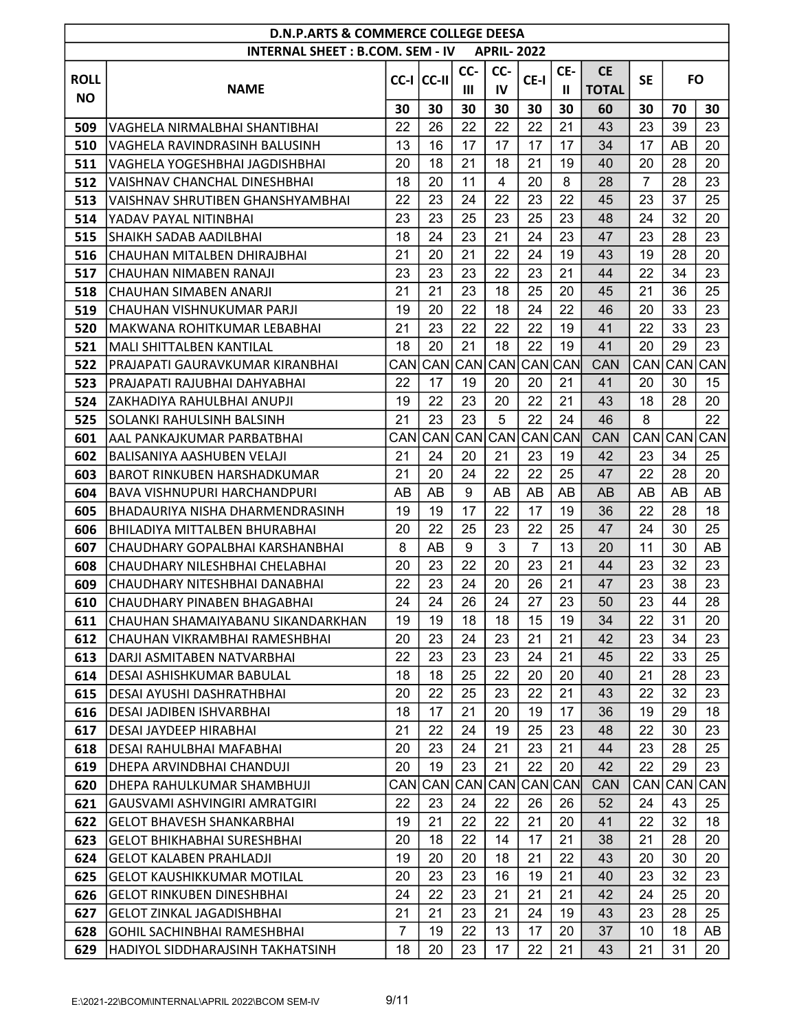| D.N.P.ARTS & COMMERCE COLLEGE DEESA | | | | | | | | | | | |
|---|---|---|---|---|---|---|---|---|---|---|---|
| INTERNAL SHEET : B.COM. SEM - IV APRIL- 2022 | | | | | | | | | | | |
| ROLL NO | NAME | CC-I | CC-II | CC-III | CC-IV | CE-I | CE-II | CE TOTAL | SE | FO | |
| | | 30 | 30 | 30 | 30 | 30 | 30 | 60 | 30 | 70 | 30 |
| 509 | VAGHELA NIRMALBHAI SHANTIBHAI | 22 | 26 | 22 | 22 | 22 | 21 | 43 | 23 | 39 | 23 |
| 510 | VAGHELA RAVINDRASINH BALUSINH | 13 | 16 | 17 | 17 | 17 | 17 | 34 | 17 | AB | 20 |
| 511 | VAGHELA YOGESHBHAI JAGDISHBHAI | 20 | 18 | 21 | 18 | 21 | 19 | 40 | 20 | 28 | 20 |
| 512 | VAISHNAV CHANCHAL DINESHBHAI | 18 | 20 | 11 | 4 | 20 | 8 | 28 | 7 | 28 | 23 |
| 513 | VAISHNAV SHRUTIBEN GHANSHYAMBHAI | 22 | 23 | 24 | 22 | 23 | 22 | 45 | 23 | 37 | 25 |
| 514 | YADAV PAYAL NITINBHAI | 23 | 23 | 25 | 23 | 25 | 23 | 48 | 24 | 32 | 20 |
| 515 | SHAIKH SADAB AADILBHAI | 18 | 24 | 23 | 21 | 24 | 23 | 47 | 23 | 28 | 23 |
| 516 | CHAUHAN MITALBEN DHIRAJBHAI | 21 | 20 | 21 | 22 | 24 | 19 | 43 | 19 | 28 | 20 |
| 517 | CHAUHAN NIMABEN RANAJI | 23 | 23 | 23 | 22 | 23 | 21 | 44 | 22 | 34 | 23 |
| 518 | CHAUHAN SIMABEN ANARJI | 21 | 21 | 23 | 18 | 25 | 20 | 45 | 21 | 36 | 25 |
| 519 | CHAUHAN VISHNUKUMAR PARJI | 19 | 20 | 22 | 18 | 24 | 22 | 46 | 20 | 33 | 23 |
| 520 | MAKWANA ROHITKUMAR LEBABHAI | 21 | 23 | 22 | 22 | 22 | 19 | 41 | 22 | 33 | 23 |
| 521 | MALI SHITTALBEN KANTILAL | 18 | 20 | 21 | 18 | 22 | 19 | 41 | 20 | 29 | 23 |
| 522 | PRAJAPATI GAURAVKUMAR KIRANBHAI | CAN | CAN | CAN | CAN | CAN | CAN | CAN | CAN | CAN | CAN |
| 523 | PRAJAPATI RAJUBHAI DAHYABHAI | 22 | 17 | 19 | 20 | 20 | 21 | 41 | 20 | 30 | 15 |
| 524 | ZAKHADIYA RAHULBHAI ANUPJI | 19 | 22 | 23 | 20 | 22 | 21 | 43 | 18 | 28 | 20 |
| 525 | SOLANKI RAHULSINH BALSINH | 21 | 23 | 23 | 5 | 22 | 24 | 46 | 8 | | 22 |
| 601 | AAL PANKAJKUMAR PARBATBHAI | CAN | CAN | CAN | CAN | CAN | CAN | CAN | CAN | CAN | CAN |
| 602 | BALISANIYA AASHUBEN VELAJI | 21 | 24 | 20 | 21 | 23 | 19 | 42 | 23 | 34 | 25 |
| 603 | BAROT RINKUBEN HARSHADKUMAR | 21 | 20 | 24 | 22 | 22 | 25 | 47 | 22 | 28 | 20 |
| 604 | BAVA VISHNUPURI HARCHANDPURI | AB | AB | 9 | AB | AB | AB | AB | AB | AB | AB |
| 605 | BHADAURIYA NISHA DHARMENDRASINH | 19 | 19 | 17 | 22 | 17 | 19 | 36 | 22 | 28 | 18 |
| 606 | BHILADIYA MITTALBEN BHURABHAI | 20 | 22 | 25 | 23 | 22 | 25 | 47 | 24 | 30 | 25 |
| 607 | CHAUDHARY GOPALBHAI KARSHANBHAI | 8 | AB | 9 | 3 | 7 | 13 | 20 | 11 | 30 | AB |
| 608 | CHAUDHARY NILESHBHAI CHELABHAI | 20 | 23 | 22 | 20 | 23 | 21 | 44 | 23 | 32 | 23 |
| 609 | CHAUDHARY NITESHBHAI DANABHAI | 22 | 23 | 24 | 20 | 26 | 21 | 47 | 23 | 38 | 23 |
| 610 | CHAUDHARY PINABEN BHAGABHAI | 24 | 24 | 26 | 24 | 27 | 23 | 50 | 23 | 44 | 28 |
| 611 | CHAUHAN SHAMAIYABANU SIKANDARKHAN | 19 | 19 | 18 | 18 | 15 | 19 | 34 | 22 | 31 | 20 |
| 612 | CHAUHAN VIKRAMBHAI RAMESHBHAI | 20 | 23 | 24 | 23 | 21 | 21 | 42 | 23 | 34 | 23 |
| 613 | DARJI ASMITABEN NATVARBHAI | 22 | 23 | 23 | 23 | 24 | 21 | 45 | 22 | 33 | 25 |
| 614 | DESAI ASHISHKUMAR BABULAL | 18 | 18 | 25 | 22 | 20 | 20 | 40 | 21 | 28 | 23 |
| 615 | DESAI AYUSHI DASHRATHBHAI | 20 | 22 | 25 | 23 | 22 | 21 | 43 | 22 | 32 | 23 |
| 616 | DESAI JADIBEN ISHVARBHAI | 18 | 17 | 21 | 20 | 19 | 17 | 36 | 19 | 29 | 18 |
| 617 | DESAI JAYDEEP HIRABHAI | 21 | 22 | 24 | 19 | 25 | 23 | 48 | 22 | 30 | 23 |
| 618 | DESAI RAHULBHAI MAFABHAI | 20 | 23 | 24 | 21 | 23 | 21 | 44 | 23 | 28 | 25 |
| 619 | DHEPA ARVINDBHAI CHANDUJI | 20 | 19 | 23 | 21 | 22 | 20 | 42 | 22 | 29 | 23 |
| 620 | DHEPA RAHULKUMAR SHAMBHUJI | CAN | CAN | CAN | CAN | CAN | CAN | CAN | CAN | CAN | CAN |
| 621 | GAUSVAMI ASHVINGIRI AMRATGIRI | 22 | 23 | 24 | 22 | 26 | 26 | 52 | 24 | 43 | 25 |
| 622 | GELOT BHAVESH SHANKARBHAI | 19 | 21 | 22 | 22 | 21 | 20 | 41 | 22 | 32 | 18 |
| 623 | GELOT BHIKHABHAI SURESHBHAI | 20 | 18 | 22 | 14 | 17 | 21 | 38 | 21 | 28 | 20 |
| 624 | GELOT KALABEN PRAHLADJI | 19 | 20 | 20 | 18 | 21 | 22 | 43 | 20 | 30 | 20 |
| 625 | GELOT KAUSHIKKUMAR MOTILAL | 20 | 23 | 23 | 16 | 19 | 21 | 40 | 23 | 32 | 23 |
| 626 | GELOT RINKUBEN DINESHBHAI | 24 | 22 | 23 | 21 | 21 | 21 | 42 | 24 | 25 | 20 |
| 627 | GELOT ZINKAL JAGADISHBHAI | 21 | 21 | 23 | 21 | 24 | 19 | 43 | 23 | 28 | 25 |
| 628 | GOHIL SACHINBHAI RAMESHBHAI | 7 | 19 | 22 | 13 | 17 | 20 | 37 | 10 | 18 | AB |
| 629 | HADIYOL SIDDHARAJSINH TAKHATSINH | 18 | 20 | 23 | 17 | 22 | 21 | 43 | 21 | 31 | 20 |

E:\2021-22\BCOM\INTERNAL\APRIL 2022\BCOM SEM-IV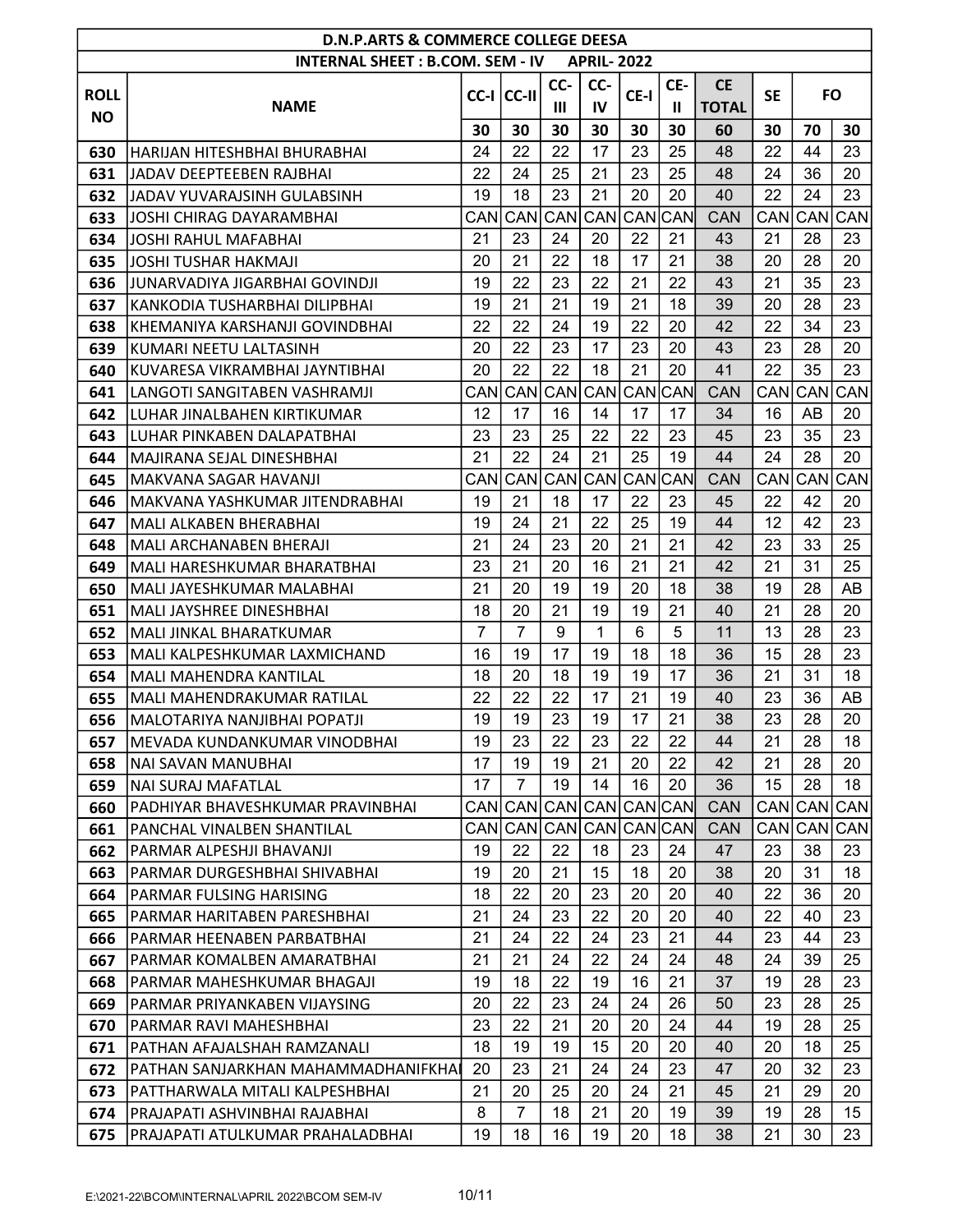| D.N.P.ARTS & COMMERCE COLLEGE DEESA | | | | | | | | | | | |
|---|---|---|---|---|---|---|---|---|---|---|---|
| INTERNAL SHEET : B.COM. SEM - IV APRIL- 2022 | | | | | | | | | | | |
| ROLL NO | NAME | CC-I | CC-II | CC-III | CC-IV | CE-I | CE-II | CE TOTAL | SE | FO | |
| | | 30 | 30 | 30 | 30 | 30 | 30 | 60 | 30 | 70 | 30 |
| 630 | HARIJAN HITESHBHAI BHURABHAI | 24 | 22 | 22 | 17 | 23 | 25 | 48 | 22 | 44 | 23 |
| 631 | JADAV DEEPTEEBEN RAJBHAI | 22 | 24 | 25 | 21 | 23 | 25 | 48 | 24 | 36 | 20 |
| 632 | JADAV YUVARAJSINH GULABSINH | 19 | 18 | 23 | 21 | 20 | 20 | 40 | 22 | 24 | 23 |
| 633 | JOSHI CHIRAG DAYARAMBHAI | CAN | CAN | CAN | CAN | CAN | CAN | CAN | CAN | CAN | CAN |
| 634 | JOSHI RAHUL MAFABHAI | 21 | 23 | 24 | 20 | 22 | 21 | 43 | 21 | 28 | 23 |
| 635 | JOSHI TUSHAR HAKMAJI | 20 | 21 | 22 | 18 | 17 | 21 | 38 | 20 | 28 | 20 |
| 636 | JUNARVADIYA JIGARBHAI GOVINDJI | 19 | 22 | 23 | 22 | 21 | 22 | 43 | 21 | 35 | 23 |
| 637 | KANKODIA TUSHARBHAI DILIPBHAI | 19 | 21 | 21 | 19 | 21 | 18 | 39 | 20 | 28 | 23 |
| 638 | KHEMANIYA KARSHANJI GOVINDBHAI | 22 | 22 | 24 | 19 | 22 | 20 | 42 | 22 | 34 | 23 |
| 639 | KUMARI NEETU LALTASINH | 20 | 22 | 23 | 17 | 23 | 20 | 43 | 23 | 28 | 20 |
| 640 | KUVARESA VIKRAMBHAI JAYNTIBHAI | 20 | 22 | 22 | 18 | 21 | 20 | 41 | 22 | 35 | 23 |
| 641 | LANGOTI SANGITABEN VASHRAMJI | CAN | CAN | CAN | CAN | CAN | CAN | CAN | CAN | CAN | CAN |
| 642 | LUHAR JINALBAHEN KIRTIKUMAR | 12 | 17 | 16 | 14 | 17 | 17 | 34 | 16 | AB | 20 |
| 643 | LUHAR PINKABEN DALAPATBHAI | 23 | 23 | 25 | 22 | 22 | 23 | 45 | 23 | 35 | 23 |
| 644 | MAJIRANA SEJAL DINESHBHAI | 21 | 22 | 24 | 21 | 25 | 19 | 44 | 24 | 28 | 20 |
| 645 | MAKVANA SAGAR HAVANJI | CAN | CAN | CAN | CAN | CAN | CAN | CAN | CAN | CAN | CAN |
| 646 | MAKVANA YASHKUMAR JITENDRABHAI | 19 | 21 | 18 | 17 | 22 | 23 | 45 | 22 | 42 | 20 |
| 647 | MALI ALKABEN BHERABHAI | 19 | 24 | 21 | 22 | 25 | 19 | 44 | 12 | 42 | 23 |
| 648 | MALI ARCHANABEN BHERAJI | 21 | 24 | 23 | 20 | 21 | 21 | 42 | 23 | 33 | 25 |
| 649 | MALI HARESHKUMAR BHARATBHAI | 23 | 21 | 20 | 16 | 21 | 21 | 42 | 21 | 31 | 25 |
| 650 | MALI JAYESHKUMAR MALABHAI | 21 | 20 | 19 | 19 | 20 | 18 | 38 | 19 | 28 | AB |
| 651 | MALI JAYSHREE DINESHBHAI | 18 | 20 | 21 | 19 | 19 | 21 | 40 | 21 | 28 | 20 |
| 652 | MALI JINKAL BHARATKUMAR | 7 | 7 | 9 | 1 | 6 | 5 | 11 | 13 | 28 | 23 |
| 653 | MALI KALPESHKUMAR LAXMICHAND | 16 | 19 | 17 | 19 | 18 | 18 | 36 | 15 | 28 | 23 |
| 654 | MALI MAHENDRA KANTILAL | 18 | 20 | 18 | 19 | 19 | 17 | 36 | 21 | 31 | 18 |
| 655 | MALI MAHENDRAKUMAR RATILAL | 22 | 22 | 22 | 17 | 21 | 19 | 40 | 23 | 36 | AB |
| 656 | MALOTARIYA NANJIBHAI POPATJI | 19 | 19 | 23 | 19 | 17 | 21 | 38 | 23 | 28 | 20 |
| 657 | MEVADA KUNDANKUMAR VINODBHAI | 19 | 23 | 22 | 23 | 22 | 22 | 44 | 21 | 28 | 18 |
| 658 | NAI SAVAN MANUBHAI | 17 | 19 | 19 | 21 | 20 | 22 | 42 | 21 | 28 | 20 |
| 659 | NAI SURAJ MAFATLAL | 17 | 7 | 19 | 14 | 16 | 20 | 36 | 15 | 28 | 18 |
| 660 | PADHIYAR BHAVESHKUMAR PRAVINBHAI | CAN | CAN | CAN | CAN | CAN | CAN | CAN | CAN | CAN | CAN |
| 661 | PANCHAL VINALBEN SHANTILAL | CAN | CAN | CAN | CAN | CAN | CAN | CAN | CAN | CAN | CAN |
| 662 | PARMAR ALPESHJI BHAVANJI | 19 | 22 | 22 | 18 | 23 | 24 | 47 | 23 | 38 | 23 |
| 663 | PARMAR DURGESHBHAI SHIVABHAI | 19 | 20 | 21 | 15 | 18 | 20 | 38 | 20 | 31 | 18 |
| 664 | PARMAR FULSING HARISING | 18 | 22 | 20 | 23 | 20 | 20 | 40 | 22 | 36 | 20 |
| 665 | PARMAR HARITABEN PARESHBHAI | 21 | 24 | 23 | 22 | 20 | 20 | 40 | 22 | 40 | 23 |
| 666 | PARMAR HEENABEN PARBATBHAI | 21 | 24 | 22 | 24 | 23 | 21 | 44 | 23 | 44 | 23 |
| 667 | PARMAR KOMALBEN AMARATBHAI | 21 | 21 | 24 | 22 | 24 | 24 | 48 | 24 | 39 | 25 |
| 668 | PARMAR MAHESHKUMAR BHAGAJI | 19 | 18 | 22 | 19 | 16 | 21 | 37 | 19 | 28 | 23 |
| 669 | PARMAR PRIYANKABEN VIJAYSING | 20 | 22 | 23 | 24 | 24 | 26 | 50 | 23 | 28 | 25 |
| 670 | PARMAR RAVI MAHESHBHAI | 23 | 22 | 21 | 20 | 20 | 24 | 44 | 19 | 28 | 25 |
| 671 | PATHAN AFAJALSHAH RAMZANALI | 18 | 19 | 19 | 15 | 20 | 20 | 40 | 20 | 18 | 25 |
| 672 | PATHAN SANJARKHAN MAHAMMADHANIFKHAI | 20 | 23 | 21 | 24 | 24 | 23 | 47 | 20 | 32 | 23 |
| 673 | PATTHARWALA MITALI KALPESHBHAI | 21 | 20 | 25 | 20 | 24 | 21 | 45 | 21 | 29 | 20 |
| 674 | PRAJAPATI ASHVINBHAI RAJABHAI | 8 | 7 | 18 | 21 | 20 | 19 | 39 | 19 | 28 | 15 |
| 675 | PRAJAPATI ATULKUMAR PRAHALADBHAI | 19 | 18 | 16 | 19 | 20 | 18 | 38 | 21 | 30 | 23 |

E:\2021-22\BCOM\INTERNAL\APRIL 2022\BCOM SEM-IV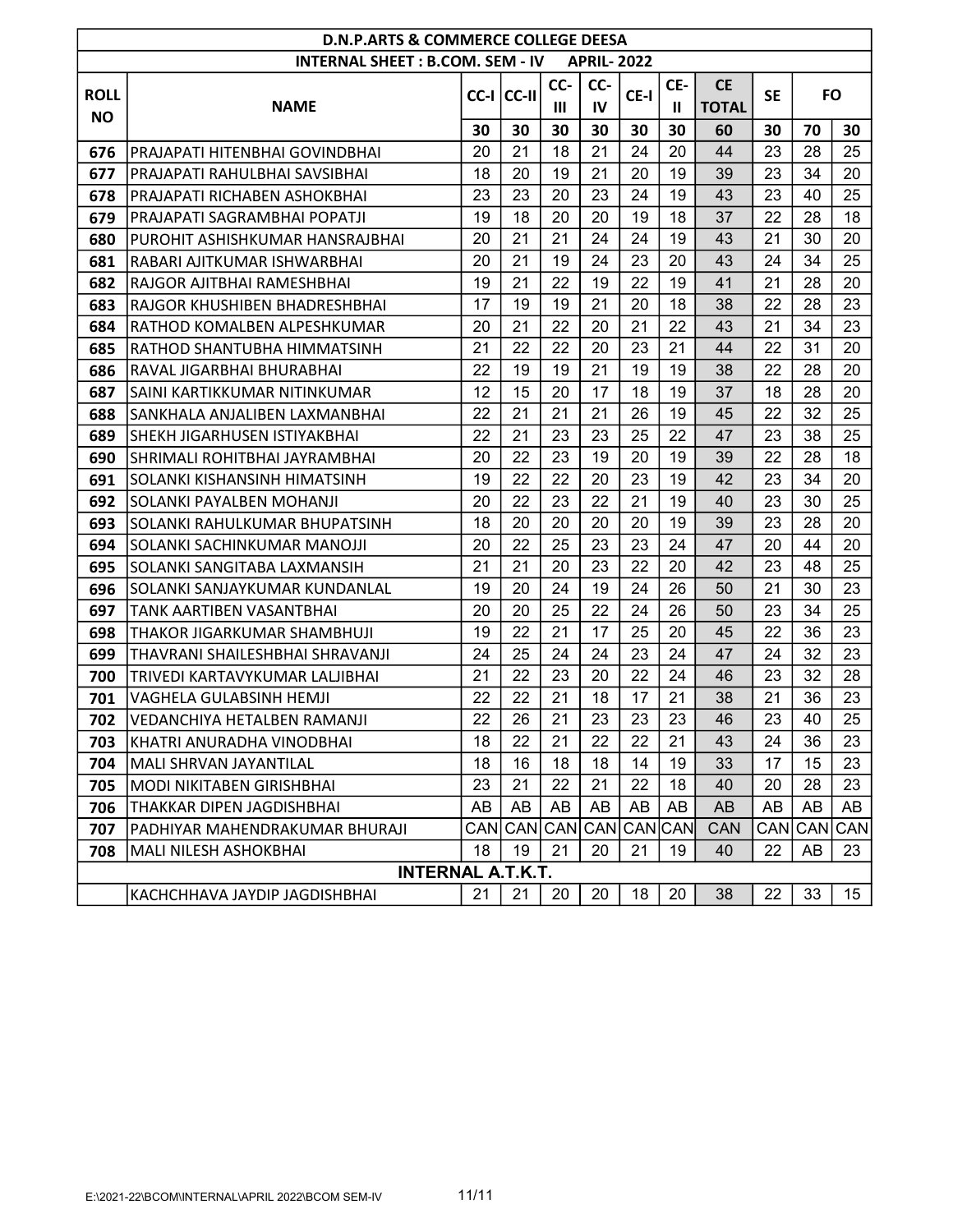| D.N.P.ARTS & COMMERCE COLLEGE DEESA | | | | | | | | | | | |
|---|---|---|---|---|---|---|---|---|---|---|---|
| INTERNAL SHEET : B.COM. SEM - IV APRIL- 2022 | | | | | | | | | | | |
| ROLL NO | NAME | CC-I | CC-II | CC-III | CC-IV | CE-I | CE-II | CE TOTAL | SE | FO | |
| | | 30 | 30 | 30 | 30 | 30 | 30 | 60 | 30 | 70 | 30 |
| 676 | PRAJAPATI HITENBHAI GOVINDBHAI | 20 | 21 | 18 | 21 | 24 | 20 | 44 | 23 | 28 | 25 |
| 677 | PRAJAPATI RAHULBHAI SAVSIBHAI | 18 | 20 | 19 | 21 | 20 | 19 | 39 | 23 | 34 | 20 |
| 678 | PRAJAPATI RICHABEN ASHOKBHAI | 23 | 23 | 20 | 23 | 24 | 19 | 43 | 23 | 40 | 25 |
| 679 | PRAJAPATI SAGRAMBHAI POPATJI | 19 | 18 | 20 | 20 | 19 | 18 | 37 | 22 | 28 | 18 |
| 680 | PUROHIT ASHISHKUMAR HANSRAJBHAI | 20 | 21 | 21 | 24 | 24 | 19 | 43 | 21 | 30 | 20 |
| 681 | RABARI AJITKUMAR ISHWARBHAI | 20 | 21 | 19 | 24 | 23 | 20 | 43 | 24 | 34 | 25 |
| 682 | RAJGOR AJITBHAI RAMESHBHAI | 19 | 21 | 22 | 19 | 22 | 19 | 41 | 21 | 28 | 20 |
| 683 | RAJGOR KHUSHIBEN BHADRESHBHAI | 17 | 19 | 19 | 21 | 20 | 18 | 38 | 22 | 28 | 23 |
| 684 | RATHOD KOMALBEN ALPESHKUMAR | 20 | 21 | 22 | 20 | 21 | 22 | 43 | 21 | 34 | 23 |
| 685 | RATHOD SHANTUBHA HIMMATSINH | 21 | 22 | 22 | 20 | 23 | 21 | 44 | 22 | 31 | 20 |
| 686 | RAVAL JIGARBHAI BHURABHAI | 22 | 19 | 19 | 21 | 19 | 19 | 38 | 22 | 28 | 20 |
| 687 | SAINI KARTIKKUMAR NITINKUMAR | 12 | 15 | 20 | 17 | 18 | 19 | 37 | 18 | 28 | 20 |
| 688 | SANKHALA ANJALIBEN LAXMANBHAI | 22 | 21 | 21 | 21 | 26 | 19 | 45 | 22 | 32 | 25 |
| 689 | SHEKH JIGARHUSEN ISTIYAKBHAI | 22 | 21 | 23 | 23 | 25 | 22 | 47 | 23 | 38 | 25 |
| 690 | SHRIMALI ROHITBHAI JAYRAMBHAI | 20 | 22 | 23 | 19 | 20 | 19 | 39 | 22 | 28 | 18 |
| 691 | SOLANKI KISHANSINH HIMATSINH | 19 | 22 | 22 | 20 | 23 | 19 | 42 | 23 | 34 | 20 |
| 692 | SOLANKI PAYALBEN MOHANJI | 20 | 22 | 23 | 22 | 21 | 19 | 40 | 23 | 30 | 25 |
| 693 | SOLANKI RAHULKUMAR BHUPATSINH | 18 | 20 | 20 | 20 | 20 | 19 | 39 | 23 | 28 | 20 |
| 694 | SOLANKI SACHINKUMAR MANOJJI | 20 | 22 | 25 | 23 | 23 | 24 | 47 | 20 | 44 | 20 |
| 695 | SOLANKI SANGITABA LAXMANSIH | 21 | 21 | 20 | 23 | 22 | 20 | 42 | 23 | 48 | 25 |
| 696 | SOLANKI SANJAYKUMAR KUNDANLAL | 19 | 20 | 24 | 19 | 24 | 26 | 50 | 21 | 30 | 23 |
| 697 | TANK AARTIBEN VASANTBHAI | 20 | 20 | 25 | 22 | 24 | 26 | 50 | 23 | 34 | 25 |
| 698 | THAKOR JIGARKUMAR SHAMBHUJI | 19 | 22 | 21 | 17 | 25 | 20 | 45 | 22 | 36 | 23 |
| 699 | THAVRANI SHAILESHBHAI SHRAVANJI | 24 | 25 | 24 | 24 | 23 | 24 | 47 | 24 | 32 | 23 |
| 700 | TRIVEDI KARTAVYKUMAR LALJIBHAI | 21 | 22 | 23 | 20 | 22 | 24 | 46 | 23 | 32 | 28 |
| 701 | VAGHELA GULABSINH HEMJI | 22 | 22 | 21 | 18 | 17 | 21 | 38 | 21 | 36 | 23 |
| 702 | VEDANCHIYA HETALBEN RAMANJI | 22 | 26 | 21 | 23 | 23 | 23 | 46 | 23 | 40 | 25 |
| 703 | KHATRI ANURADHA VINODBHAI | 18 | 22 | 21 | 22 | 22 | 21 | 43 | 24 | 36 | 23 |
| 704 | MALI SHRVAN JAYANTILAL | 18 | 16 | 18 | 18 | 14 | 19 | 33 | 17 | 15 | 23 |
| 705 | MODI NIKITABEN GIRISHBHAI | 23 | 21 | 22 | 21 | 22 | 18 | 40 | 20 | 28 | 23 |
| 706 | THAKKAR DIPEN JAGDISHBHAI | AB | AB | AB | AB | AB | AB | AB | AB | AB | AB |
| 707 | PADHIYAR MAHENDRAKUMAR BHURAJI | CAN | CAN | CAN | CAN | CAN | CAN | CAN | CAN | CAN | CAN |
| 708 | MALI NILESH ASHOKBHAI | 18 | 19 | 21 | 20 | 21 | 19 | 40 | 22 | AB | 23 |
| INTERNAL A.T.K.T. | | | | | | | | | | | |
| | KACHCHHAVA JAYDIP JAGDISHBHAI | 21 | 21 | 20 | 20 | 18 | 20 | 38 | 22 | 33 | 15 |

E:\2021-22\BCOM\INTERNAL\APRIL 2022\BCOM SEM-IV